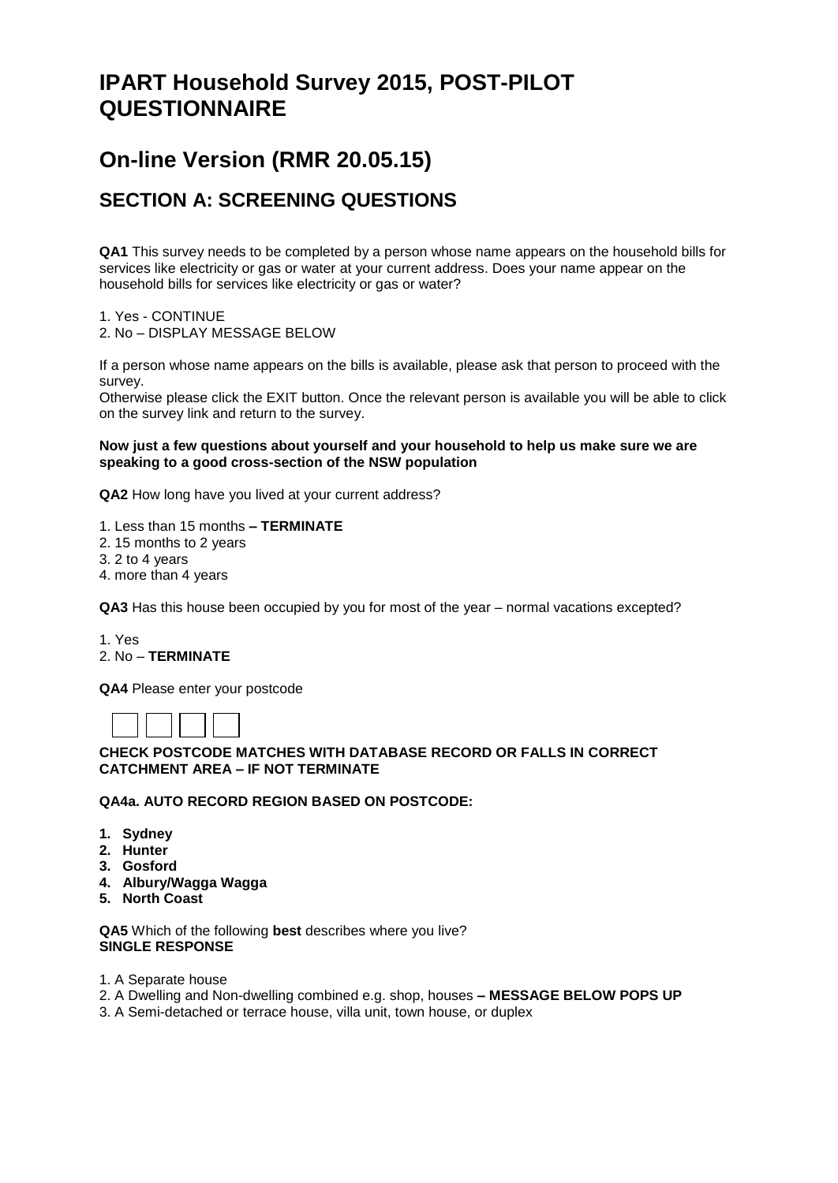# IPART Household Survey 2015, POST-PILOT QUESTIONNAIRE

# On-line Version (RMR 20.05.15)

## SECTION A: SCREENING QUESTIONS

**QA1** This survey needs to be completed by a person whose name appears on the household bills for services like electricity or gas or water at your current address. Does your name appear on the household bills for services like electricity or gas or water?

1. Yes - CONTINUE
2. No – DISPLAY MESSAGE BELOW

If a person whose name appears on the bills is available, please ask that person to proceed with the survey.
Otherwise please click the EXIT button. Once the relevant person is available you will be able to click on the survey link and return to the survey.

**Now just a few questions about yourself and your household to help us make sure we are speaking to a good cross-section of the NSW population**

**QA2** How long have you lived at your current address?

1. Less than 15 months **– TERMINATE**
2. 15 months to 2 years
3. 2 to 4 years
4. more than 4 years

**QA3** Has this house been occupied by you for most of the year – normal vacations excepted?

1. Yes
2. No – **TERMINATE**

**QA4** Please enter your postcode

| | | | |
|---|---|---|---|
| | | | |

**CHECK POSTCODE MATCHES WITH DATABASE RECORD OR FALLS IN CORRECT CATCHMENT AREA – IF NOT TERMINATE**

**QA4a. AUTO RECORD REGION BASED ON POSTCODE:**

1. **Sydney**
2. **Hunter**
3. **Gosford**
4. **Albury/Wagga Wagga**
5. **North Coast**

**QA5** Which of the following **best** describes where you live?
**SINGLE RESPONSE**

1. A Separate house
2. A Dwelling and Non-dwelling combined e.g. shop, houses **– MESSAGE BELOW POPS UP**
3. A Semi-detached or terrace house, villa unit, town house, or duplex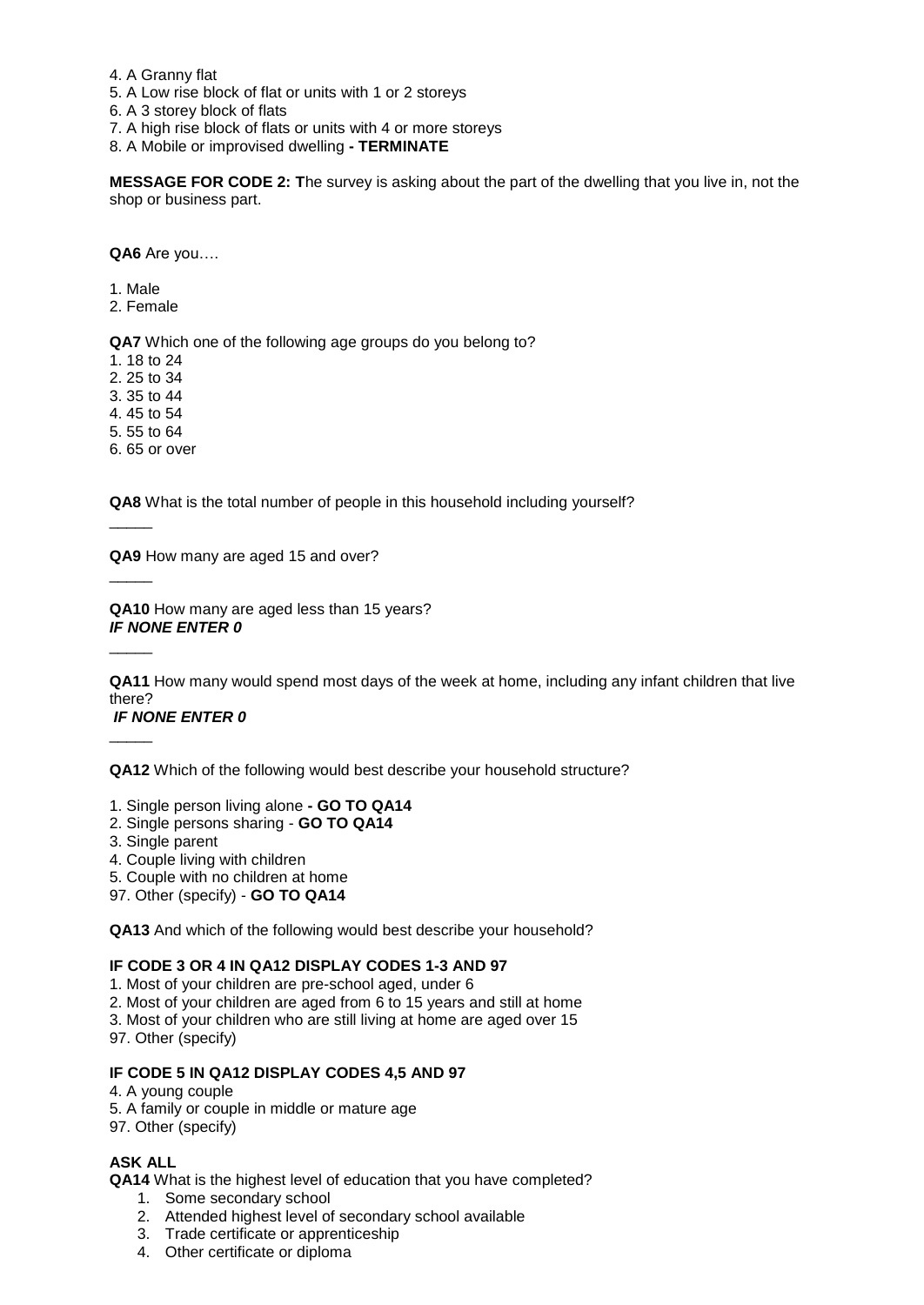4. A Granny flat
5. A Low rise block of flat or units with 1 or 2 storeys
6. A 3 storey block of flats
7. A high rise block of flats or units with 4 or more storeys
8. A Mobile or improvised dwelling **- TERMINATE**

**MESSAGE FOR CODE 2: T**he survey is asking about the part of the dwelling that you live in, not the shop or business part.

**QA6** Are you….

1. Male
2. Female

**QA7** Which one of the following age groups do you belong to?

1. 18 to 24
2. 25 to 34
3. 35 to 44
4. 45 to 54
5. 55 to 64
6. 65 or over

**QA8** What is the total number of people in this household including yourself?

_____

**QA9** How many are aged 15 and over?

_____

**QA10** How many are aged less than 15 years?
***IF NONE ENTER 0***

_____

**QA11** How many would spend most days of the week at home, including any infant children that live there?
***IF NONE ENTER 0***

_____

**QA12** Which of the following would best describe your household structure?

1. Single person living alone **- GO TO QA14**
2. Single persons sharing - **GO TO QA14**
3. Single parent
4. Couple living with children
5. Couple with no children at home

97. Other (specify) - **GO TO QA14**

**QA13** And which of the following would best describe your household?

**IF CODE 3 OR 4 IN QA12 DISPLAY CODES 1-3 AND 97**

1. Most of your children are pre-school aged, under 6
2. Most of your children are aged from 6 to 15 years and still at home
3. Most of your children who are still living at home are aged over 15

97. Other (specify)

**IF CODE 5 IN QA12 DISPLAY CODES 4,5 AND 97**

4. A young couple
5. A family or couple in middle or mature age

97. Other (specify)

**ASK ALL**

**QA14** What is the highest level of education that you have completed?

1. Some secondary school
2. Attended highest level of secondary school available
3. Trade certificate or apprenticeship
4. Other certificate or diploma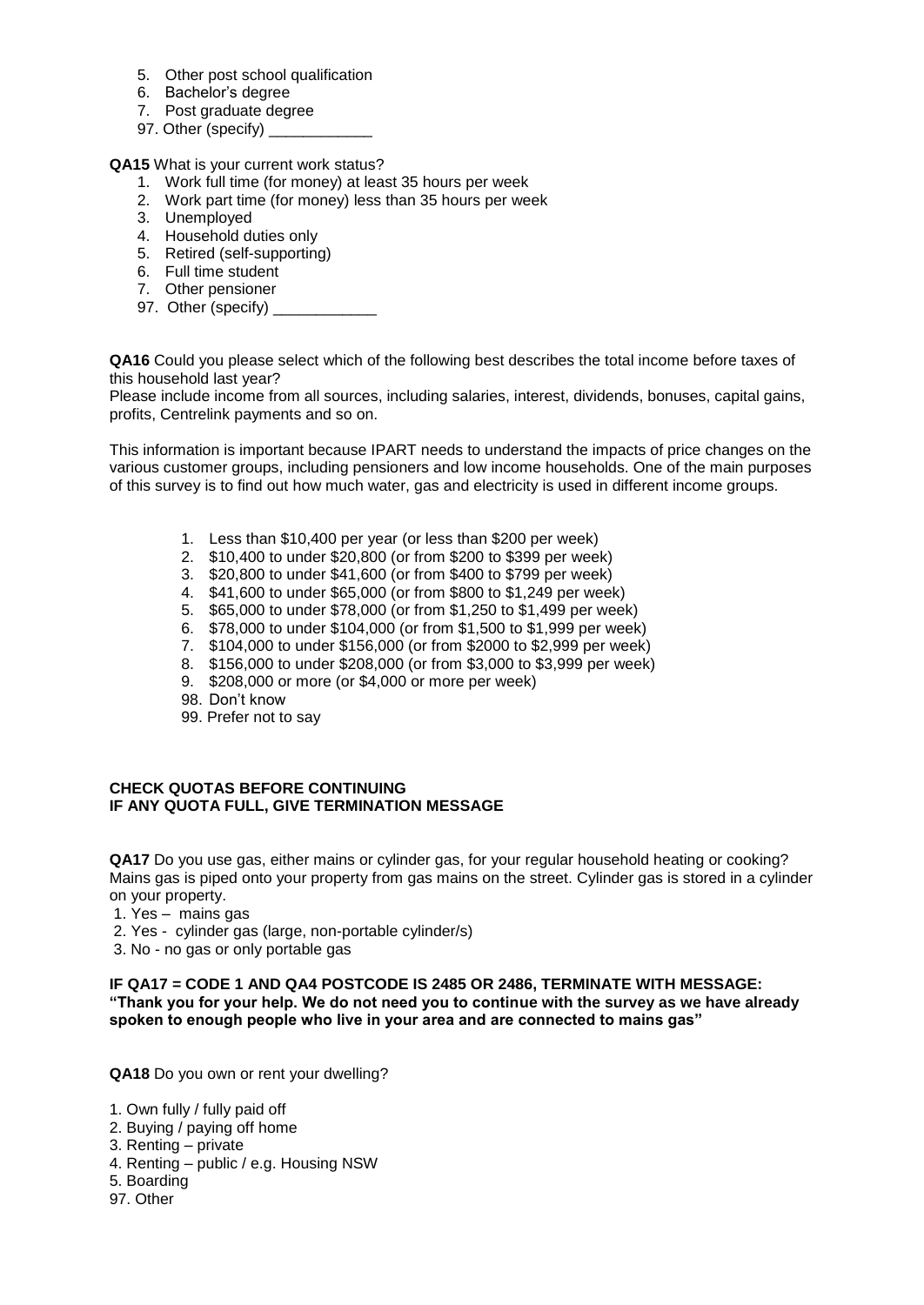5. Other post school qualification
6. Bachelor's degree
7. Post graduate degree
97. Other (specify) ____________

**QA15** What is your current work status?

1. Work full time (for money) at least 35 hours per week
2. Work part time (for money) less than 35 hours per week
3. Unemployed
4. Household duties only
5. Retired (self-supporting)
6. Full time student
7. Other pensioner
97. Other (specify) ____________

**QA16** Could you please select which of the following best describes the total income before taxes of this household last year?

Please include income from all sources, including salaries, interest, dividends, bonuses, capital gains, profits, Centrelink payments and so on.

This information is important because IPART needs to understand the impacts of price changes on the various customer groups, including pensioners and low income households. One of the main purposes of this survey is to find out how much water, gas and electricity is used in different income groups.

1. Less than $10,400 per year (or less than $200 per week)
2. $10,400 to under $20,800 (or from $200 to $399 per week)
3. $20,800 to under $41,600 (or from $400 to $799 per week)
4. $41,600 to under $65,000 (or from $800 to $1,249 per week)
5. $65,000 to under $78,000 (or from $1,250 to $1,499 per week)
6. $78,000 to under $104,000 (or from $1,500 to $1,999 per week)
7. $104,000 to under $156,000 (or from $2000 to $2,999 per week)
8. $156,000 to under $208,000 (or from $3,000 to $3,999 per week)
9. $208,000 or more (or $4,000 or more per week)
98. Don't know
99. Prefer not to say

**CHECK QUOTAS BEFORE CONTINUING**
**IF ANY QUOTA FULL, GIVE TERMINATION MESSAGE**

**QA17** Do you use gas, either mains or cylinder gas, for your regular household heating or cooking? Mains gas is piped onto your property from gas mains on the street. Cylinder gas is stored in a cylinder on your property.

1. Yes – mains gas
2. Yes - cylinder gas (large, non-portable cylinder/s)
3. No - no gas or only portable gas

**IF QA17 = CODE 1 AND QA4 POSTCODE IS 2485 OR 2486, TERMINATE WITH MESSAGE: "Thank you for your help. We do not need you to continue with the survey as we have already spoken to enough people who live in your area and are connected to mains gas"**

**QA18** Do you own or rent your dwelling?

1. Own fully / fully paid off
2. Buying / paying off home
3. Renting – private
4. Renting – public / e.g. Housing NSW
5. Boarding
97. Other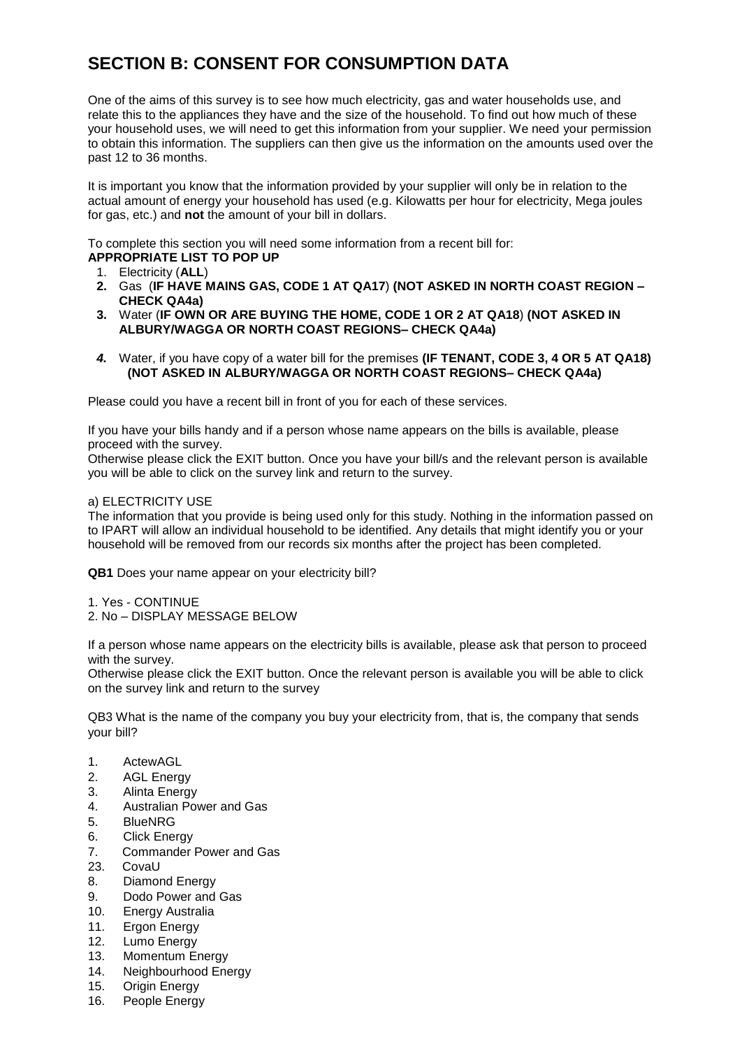# SECTION B: CONSENT FOR CONSUMPTION DATA

One of the aims of this survey is to see how much electricity, gas and water households use, and relate this to the appliances they have and the size of the household. To find out how much of these your household uses, we will need to get this information from your supplier. We need your permission to obtain this information. The suppliers can then give us the information on the amounts used over the past 12 to 36 months.

It is important you know that the information provided by your supplier will only be in relation to the actual amount of energy your household has used (e.g. Kilowatts per hour for electricity, Mega joules for gas, etc.) and **not** the amount of your bill in dollars.

To complete this section you will need some information from a recent bill for:

**APPROPRIATE LIST TO POP UP**

1. Electricity (**ALL**)
2. Gas (**IF HAVE MAINS GAS, CODE 1 AT QA17**) **(NOT ASKED IN NORTH COAST REGION – CHECK QA4a)**
3. Water (**IF OWN OR ARE BUYING THE HOME, CODE 1 OR 2 AT QA18**) **(NOT ASKED IN ALBURY/WAGGA OR NORTH COAST REGIONS– CHECK QA4a)**
4. Water, if you have copy of a water bill for the premises **(IF TENANT, CODE 3, 4 OR 5 AT QA18) (NOT ASKED IN ALBURY/WAGGA OR NORTH COAST REGIONS– CHECK QA4a)**

Please could you have a recent bill in front of you for each of these services.

If you have your bills handy and if a person whose name appears on the bills is available, please proceed with the survey.
Otherwise please click the EXIT button. Once you have your bill/s and the relevant person is available you will be able to click on the survey link and return to the survey.

a) ELECTRICITY USE

The information that you provide is being used only for this study. Nothing in the information passed on to IPART will allow an individual household to be identified. Any details that might identify you or your household will be removed from our records six months after the project has been completed.

**QB1** Does your name appear on your electricity bill?

1. Yes - CONTINUE
2. No – DISPLAY MESSAGE BELOW

If a person whose name appears on the electricity bills is available, please ask that person to proceed with the survey.
Otherwise please click the EXIT button. Once the relevant person is available you will be able to click on the survey link and return to the survey

QB3 What is the name of the company you buy your electricity from, that is, the company that sends your bill?

1. ActewAGL
2. AGL Energy
3. Alinta Energy
4. Australian Power and Gas
5. BlueNRG
6. Click Energy
7. Commander Power and Gas
23. CovaU
8. Diamond Energy
9. Dodo Power and Gas
10. Energy Australia
11. Ergon Energy
12. Lumo Energy
13. Momentum Energy
14. Neighbourhood Energy
15. Origin Energy
16. People Energy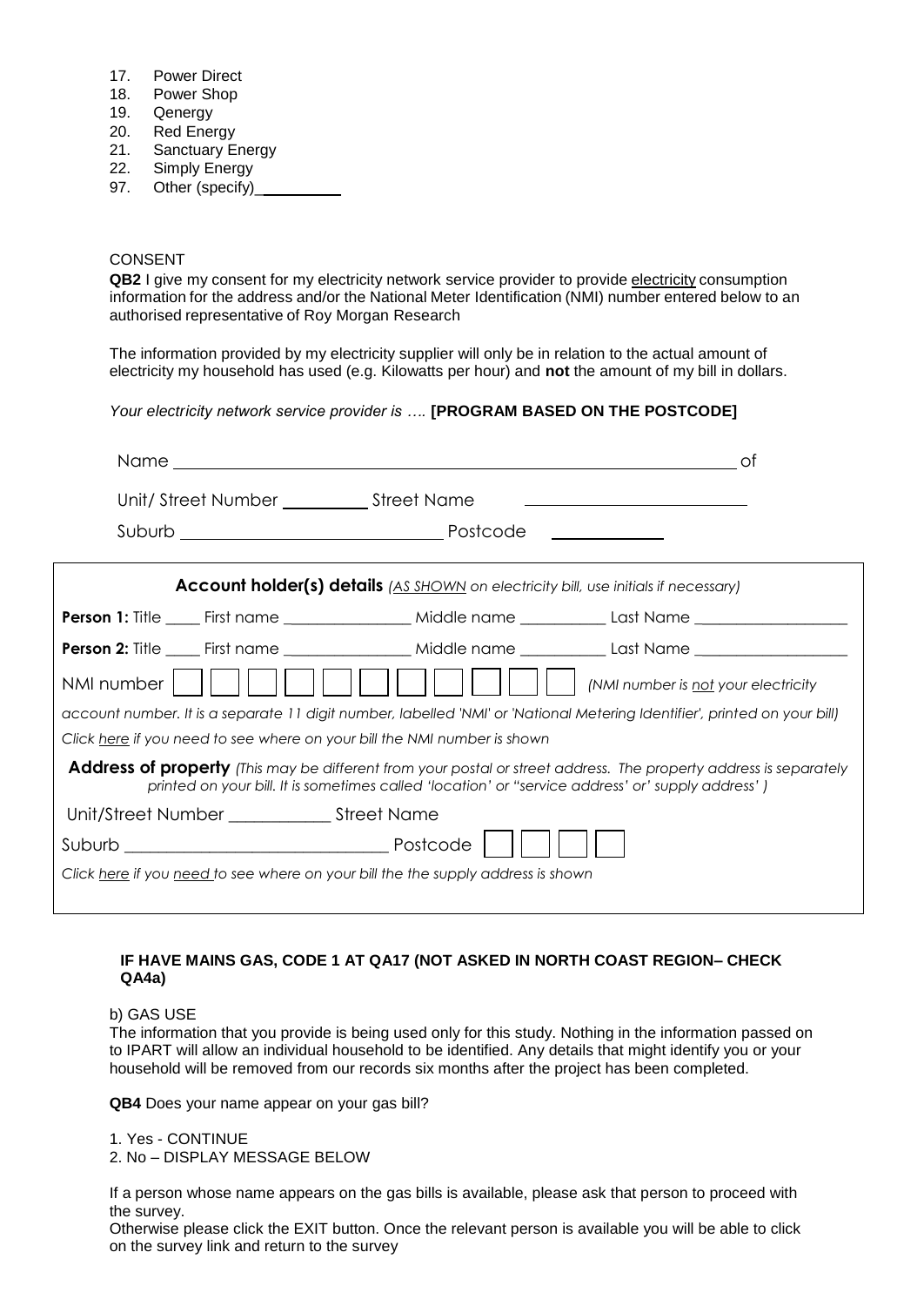17. Power Direct
18. Power Shop
19. Qenergy
20. Red Energy
21. Sanctuary Energy
22. Simply Energy
97. Other (specify)__________

CONSENT

**QB2** I give my consent for my electricity network service provider to provide electricity consumption information for the address and/or the National Meter Identification (NMI) number entered below to an authorised representative of Roy Morgan Research

The information provided by my electricity supplier will only be in relation to the actual amount of electricity my household has used (e.g. Kilowatts per hour) and **not** the amount of my bill in dollars.

*Your electricity network service provider is ….* **[PROGRAM BASED ON THE POSTCODE]**

Name ______________________________________________________________ of

Unit/ Street Number __________ Street Name ________________________

Suburb ____________________________ Postcode ____________

**Account holder(s) details** *(AS SHOWN on electricity bill, use initials if necessary)*

**Person 1:** Title ____ First name ________________ Middle name ___________ Last Name ___________________

**Person 2:** Title ____ First name ________________ Middle name ___________ Last Name ___________________

NMI number | | | | | | | | | | | | *(NMI number is not your electricity account number. It is a separate 11 digit number, labelled 'NMI' or 'National Metering Identifier', printed on your bill)*

*Click here if you need to see where on your bill the NMI number is shown*

**Address of property** *(This may be different from your postal or street address. The property address is separately printed on your bill. It is sometimes called 'location' or "service address' or' supply address' )*

Unit/Street Number ____________ Street Name

Suburb ______________________________ Postcode | | | | |

*Click here if you need to see where on your bill the the supply address is shown*

**IF HAVE MAINS GAS, CODE 1 AT QA17 (NOT ASKED IN NORTH COAST REGION– CHECK QA4a)**

b) GAS USE

The information that you provide is being used only for this study. Nothing in the information passed on to IPART will allow an individual household to be identified. Any details that might identify you or your household will be removed from our records six months after the project has been completed.

**QB4** Does your name appear on your gas bill?

1. Yes - CONTINUE
2. No – DISPLAY MESSAGE BELOW

If a person whose name appears on the gas bills is available, please ask that person to proceed with the survey.
Otherwise please click the EXIT button. Once the relevant person is available you will be able to click on the survey link and return to the survey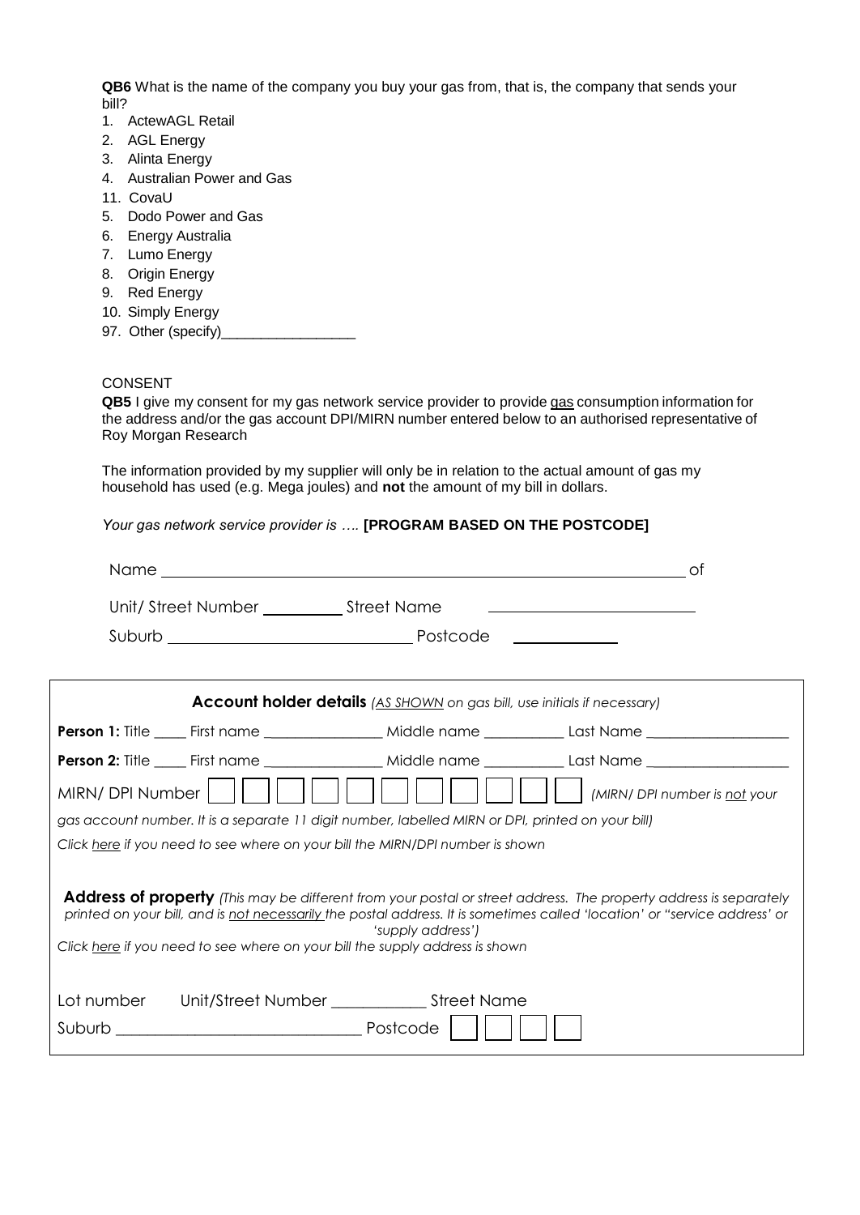**QB6** What is the name of the company you buy your gas from, that is, the company that sends your bill?

1. ActewAGL Retail
2. AGL Energy
3. Alinta Energy
4. Australian Power and Gas
11. CovaU
5. Dodo Power and Gas
6. Energy Australia
7. Lumo Energy
8. Origin Energy
9. Red Energy
10. Simply Energy
97. Other (specify)_________________

CONSENT

**QB5** I give my consent for my gas network service provider to provide gas consumption information for the address and/or the gas account DPI/MIRN number entered below to an authorised representative of Roy Morgan Research

The information provided by my supplier will only be in relation to the actual amount of gas my household has used (e.g. Mega joules) and **not** the amount of my bill in dollars.

*Your gas network service provider is ….* **[PROGRAM BASED ON THE POSTCODE]**

Name ____________________________________________ of

Unit/ Street Number __________ Street Name ________________________

Suburb ____________________________ Postcode ____________

**Account holder details** *(AS SHOWN on gas bill, use initials if necessary)*

**Person 1:** Title ____ First name _______________ Middle name __________ Last Name __________________

**Person 2:** Title ____ First name _______________ Middle name __________ Last Name __________________

MIRN/ DPI Number [ ][ ][ ][ ][ ][ ][ ][ ][ ][ ][ ] *(MIRN/ DPI number is not your gas account number. It is a separate 11 digit number, labelled MIRN or DPI, printed on your bill)*

*Click here if you need to see where on your bill the MIRN/DPI number is shown*

**Address of property** *(This may be different from your postal or street address. The property address is separately printed on your bill, and is not necessarily the postal address. It is sometimes called 'location' or "service address' or 'supply address')*

*Click here if you need to see where on your bill the supply address is shown*

Lot number Unit/Street Number ___________ Street Name

Suburb ______________________________ Postcode [ ][ ][ ][ ]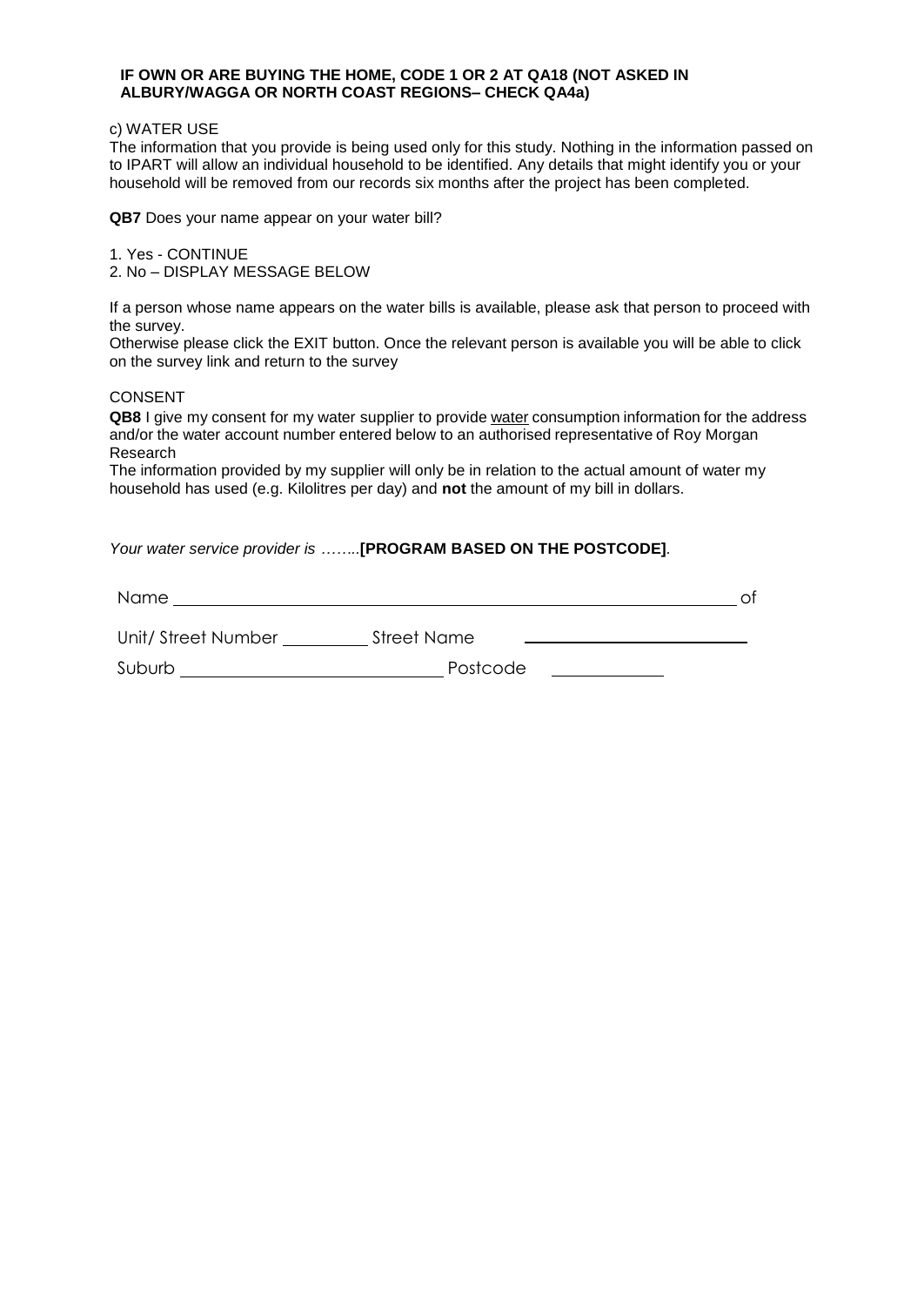**IF OWN OR ARE BUYING THE HOME, CODE 1 OR 2 AT QA18 (NOT ASKED IN ALBURY/WAGGA OR NORTH COAST REGIONS– CHECK QA4a)**

c) WATER USE

The information that you provide is being used only for this study. Nothing in the information passed on to IPART will allow an individual household to be identified. Any details that might identify you or your household will be removed from our records six months after the project has been completed.

**QB7** Does your name appear on your water bill?

1. Yes - CONTINUE
2. No – DISPLAY MESSAGE BELOW

If a person whose name appears on the water bills is available, please ask that person to proceed with the survey.
Otherwise please click the EXIT button. Once the relevant person is available you will be able to click on the survey link and return to the survey

CONSENT

**QB8** I give my consent for my water supplier to provide <u>water</u> consumption information for the address and/or the water account number entered below to an authorised representative of Roy Morgan Research

The information provided by my supplier will only be in relation to the actual amount of water my household has used (e.g. Kilolitres per day) and **not** the amount of my bill in dollars.

*Your water service provider is ……..***[PROGRAM BASED ON THE POSTCODE]**.

Name ________________________________________________ of

Unit/ Street Number __________ Street Name ________________________

Suburb ____________________________ Postcode ____________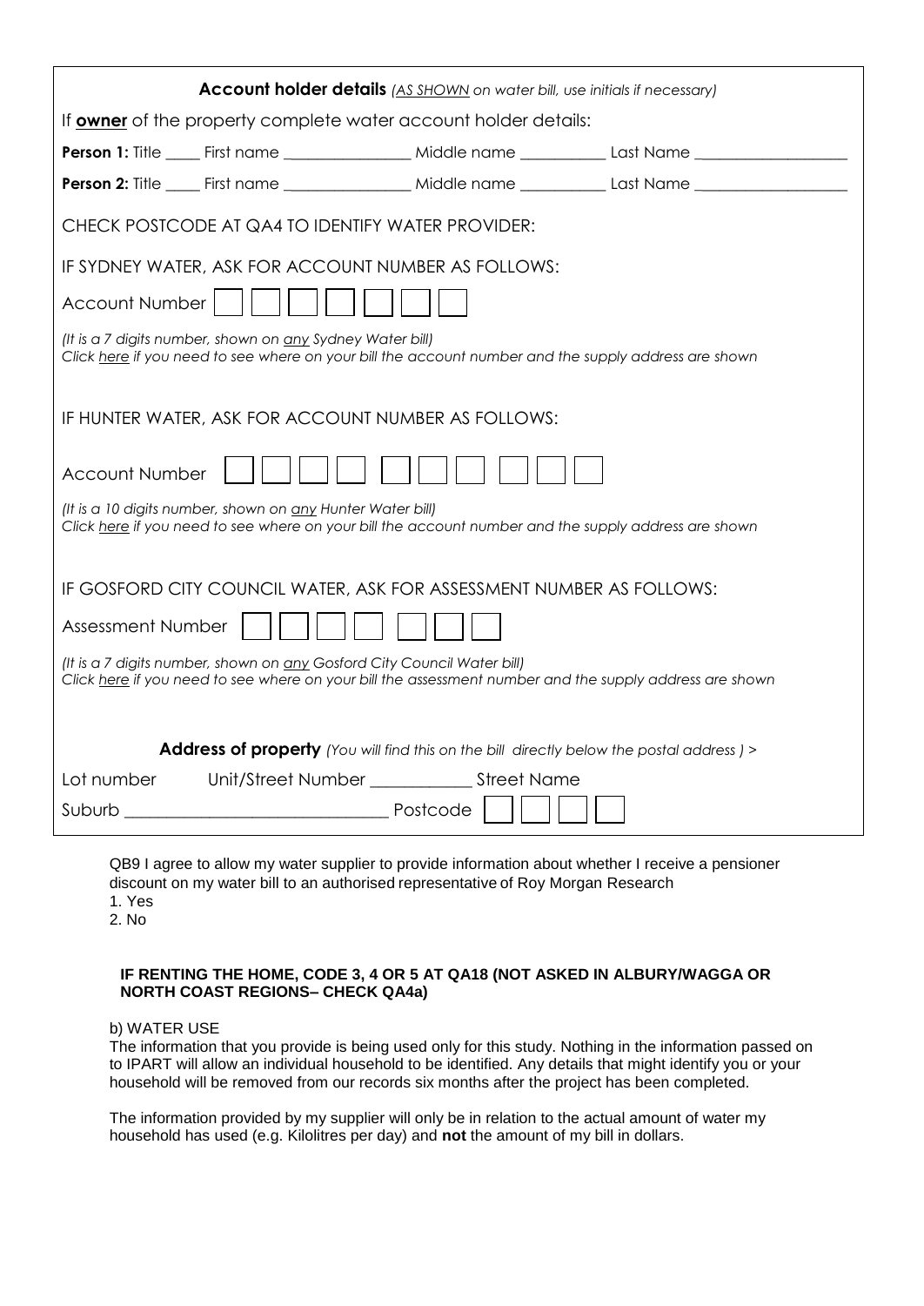**Account holder details** *(AS SHOWN on water bill, use initials if necessary)*

If **owner** of the property complete water account holder details:

**Person 1:** Title ____ First name ______________ Middle name __________ Last Name _________________

**Person 2:** Title ____ First name ______________ Middle name __________ Last Name _________________

CHECK POSTCODE AT QA4 TO IDENTIFY WATER PROVIDER:

IF SYDNEY WATER, ASK FOR ACCOUNT NUMBER AS FOLLOWS:

Account Number [ ] [ ] [ ] [ ] [ ] [ ] [ ]

*(It is a 7 digits number, shown on any Sydney Water bill)*
*Click here if you need to see where on your bill the account number and the supply address are shown*

IF HUNTER WATER, ASK FOR ACCOUNT NUMBER AS FOLLOWS:

Account Number [ ] [ ] [ ] [ ] [ ] [ ] [ ] [ ] [ ] [ ]

*(It is a 10 digits number, shown on any Hunter Water bill)*
*Click here if you need to see where on your bill the account number and the supply address are shown*

IF GOSFORD CITY COUNCIL WATER, ASK FOR ASSESSMENT NUMBER AS FOLLOWS:

Assessment Number [ ] [ ] [ ] [ ] [ ] [ ] [ ]

*(It is a 7 digits number, shown on any Gosford City Council Water bill)*
*Click here if you need to see where on your bill the assessment number and the supply address are shown*

**Address of property** *(You will find this on the bill directly below the postal address ) >*

Lot number Unit/Street Number ___________ Street Name

Suburb ____________________________ Postcode [ ] [ ] [ ] [ ]

QB9 I agree to allow my water supplier to provide information about whether I receive a pensioner discount on my water bill to an authorised representative of Roy Morgan Research

1. Yes
2. No

**IF RENTING THE HOME, CODE 3, 4 OR 5 AT QA18 (NOT ASKED IN ALBURY/WAGGA OR NORTH COAST REGIONS– CHECK QA4a)**

b) WATER USE

The information that you provide is being used only for this study. Nothing in the information passed on to IPART will allow an individual household to be identified. Any details that might identify you or your household will be removed from our records six months after the project has been completed.

The information provided by my supplier will only be in relation to the actual amount of water my household has used (e.g. Kilolitres per day) and **not** the amount of my bill in dollars.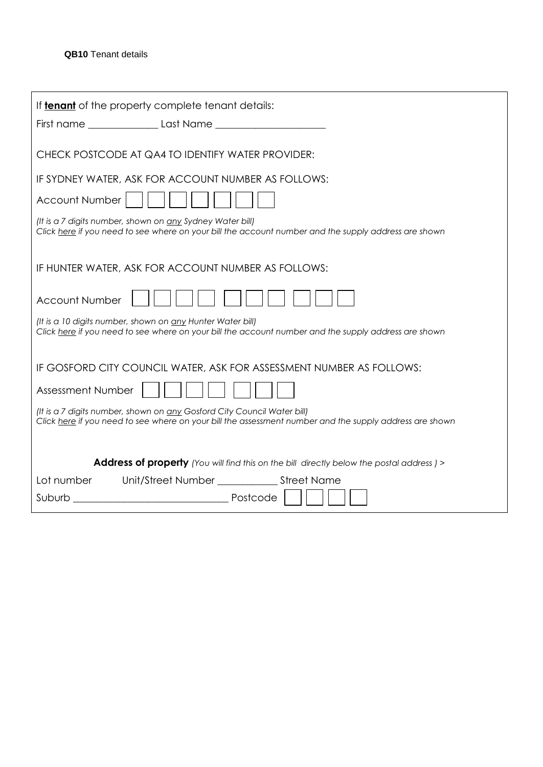**QB10** Tenant details

If **tenant** of the property complete tenant details:

First name _____________ Last Name ____________________

CHECK POSTCODE AT QA4 TO IDENTIFY WATER PROVIDER:

IF SYDNEY WATER, ASK FOR ACCOUNT NUMBER AS FOLLOWS:

Account Number ☐☐☐☐☐☐☐

*(It is a 7 digits number, shown on any Sydney Water bill)*
*Click here if you need to see where on your bill the account number and the supply address are shown*

IF HUNTER WATER, ASK FOR ACCOUNT NUMBER AS FOLLOWS:

Account Number ☐☐☐☐ ☐☐☐ ☐☐☐

*(It is a 10 digits number, shown on any Hunter Water bill)*
*Click here if you need to see where on your bill the account number and the supply address are shown*

IF GOSFORD CITY COUNCIL WATER, ASK FOR ASSESSMENT NUMBER AS FOLLOWS:

Assessment Number ☐☐☐☐ ☐☐☐

*(It is a 7 digits number, shown on any Gosford City Council Water bill)*
*Click here if you need to see where on your bill the assessment number and the supply address are shown*

**Address of property** *(You will find this on the bill directly below the postal address ) >*

Lot number Unit/Street Number ___________ Street Name

Suburb ____________________________ Postcode ☐☐☐☐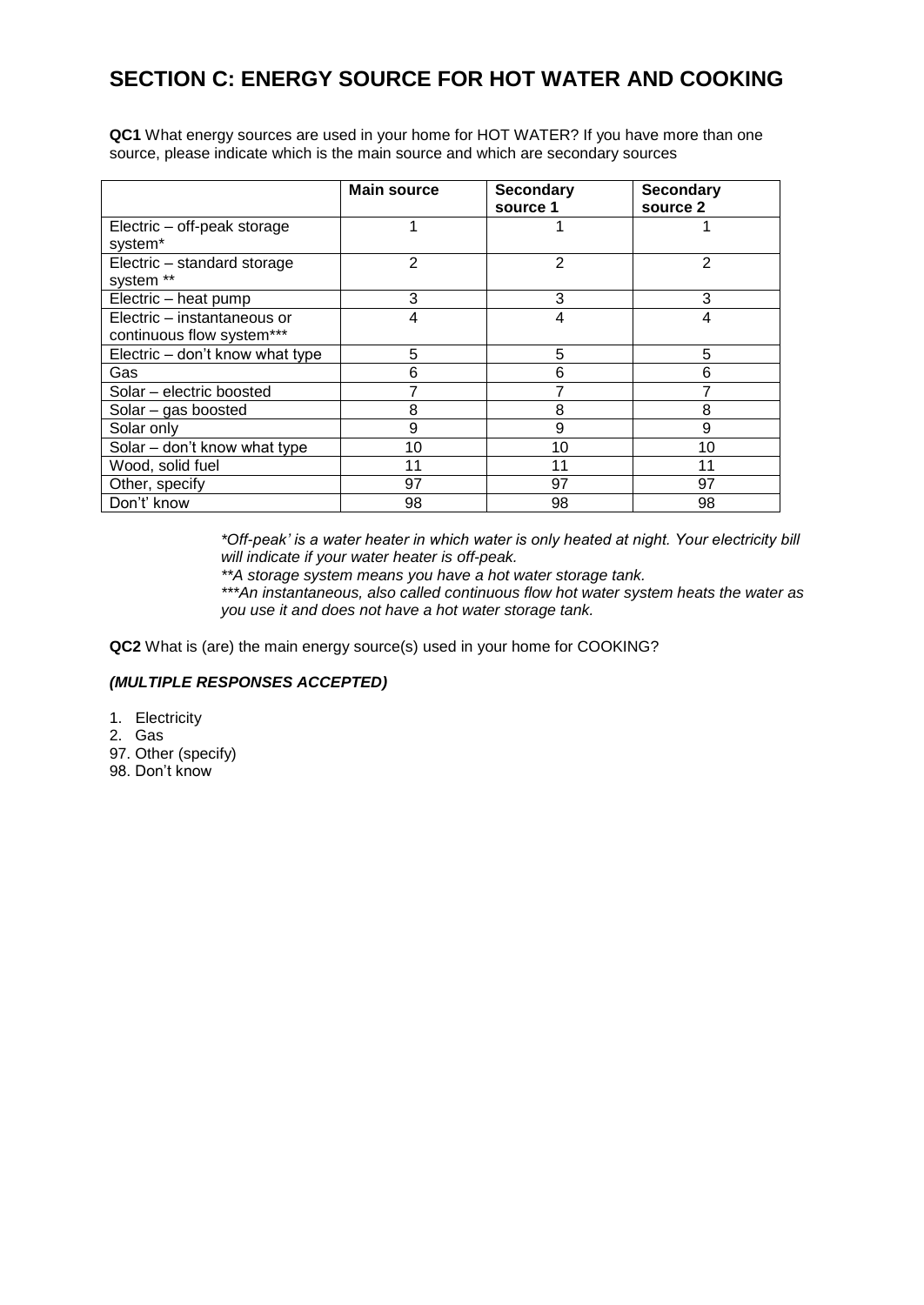# SECTION C: ENERGY SOURCE FOR HOT WATER AND COOKING

**QC1** What energy sources are used in your home for HOT WATER? If you have more than one source, please indicate which is the main source and which are secondary sources

| | Main source | Secondary source 1 | Secondary source 2 |
|---|---|---|---|
| Electric – off-peak storage system* | 1 | 1 | 1 |
| Electric – standard storage system ** | 2 | 2 | 2 |
| Electric – heat pump | 3 | 3 | 3 |
| Electric – instantaneous or continuous flow system*** | 4 | 4 | 4 |
| Electric – don't know what type | 5 | 5 | 5 |
| Gas | 6 | 6 | 6 |
| Solar – electric boosted | 7 | 7 | 7 |
| Solar – gas boosted | 8 | 8 | 8 |
| Solar only | 9 | 9 | 9 |
| Solar – don't know what type | 10 | 10 | 10 |
| Wood, solid fuel | 11 | 11 | 11 |
| Other, specify | 97 | 97 | 97 |
| Don't' know | 98 | 98 | 98 |

*\*Off-peak' is a water heater in which water is only heated at night. Your electricity bill will indicate if your water heater is off-peak.*
*\*\*A storage system means you have a hot water storage tank.*
*\*\*\*An instantaneous, also called continuous flow hot water system heats the water as you use it and does not have a hot water storage tank.*

**QC2** What is (are) the main energy source(s) used in your home for COOKING?

***(MULTIPLE RESPONSES ACCEPTED)***

1. Electricity
2. Gas
97. Other (specify)
98. Don't know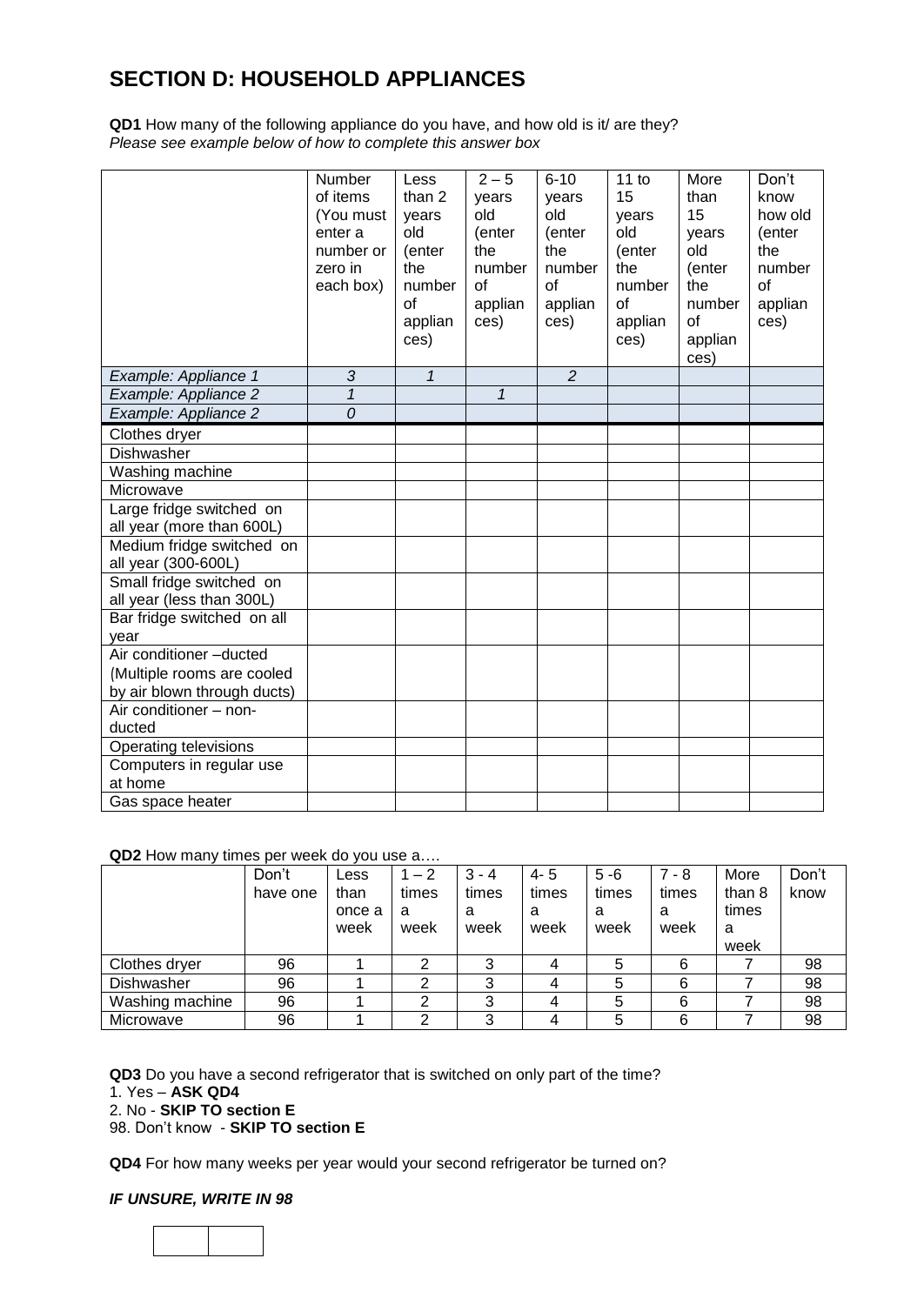## SECTION D: HOUSEHOLD APPLIANCES

**QD1** How many of the following appliance do you have, and how old is it/ are they?
*Please see example below of how to complete this answer box*

| | Number of items (You must enter a number or zero in each box) | Less than 2 years old (enter the number of appliances) | 2 – 5 years old (enter the number of appliances) | 6-10 years old (enter the number of appliances) | 11 to 15 years old (enter the number of appliances) | More than 15 years old (enter the number of appliances) | Don't know how old (enter the number of appliances) |
|---|---|---|---|---|---|---|---|
| *Example: Appliance 1* | *3* | *1* | | *2* | | | |
| *Example: Appliance 2* | *1* | | *1* | | | | |
| *Example: Appliance 2* | *0* | | | | | | |
| Clothes dryer | | | | | | | |
| Dishwasher | | | | | | | |
| Washing machine | | | | | | | |
| Microwave | | | | | | | |
| Large fridge switched on all year (more than 600L) | | | | | | | |
| Medium fridge switched on all year (300-600L) | | | | | | | |
| Small fridge switched on all year (less than 300L) | | | | | | | |
| Bar fridge switched on all year | | | | | | | |
| Air conditioner –ducted (Multiple rooms are cooled by air blown through ducts) | | | | | | | |
| Air conditioner – non-ducted | | | | | | | |
| Operating televisions | | | | | | | |
| Computers in regular use at home | | | | | | | |
| Gas space heater | | | | | | | |

**QD2** How many times per week do you use a….

| | Don't have one | Less than once a week | 1 – 2 times a week | 3 - 4 times a week | 4- 5 times a week | 5 -6 times a week | 7 - 8 times a week | More than 8 times a week | Don't know |
|---|---|---|---|---|---|---|---|---|---|
| Clothes dryer | 96 | 1 | 2 | 3 | 4 | 5 | 6 | 7 | 98 |
| Dishwasher | 96 | 1 | 2 | 3 | 4 | 5 | 6 | 7 | 98 |
| Washing machine | 96 | 1 | 2 | 3 | 4 | 5 | 6 | 7 | 98 |
| Microwave | 96 | 1 | 2 | 3 | 4 | 5 | 6 | 7 | 98 |

**QD3** Do you have a second refrigerator that is switched on only part of the time?
1. Yes – **ASK QD4**
2. No - **SKIP TO section E**
98. Don't know - **SKIP TO section E**

**QD4** For how many weeks per year would your second refrigerator be turned on?

***IF UNSURE, WRITE IN 98***

| | |
|---|---|
| | |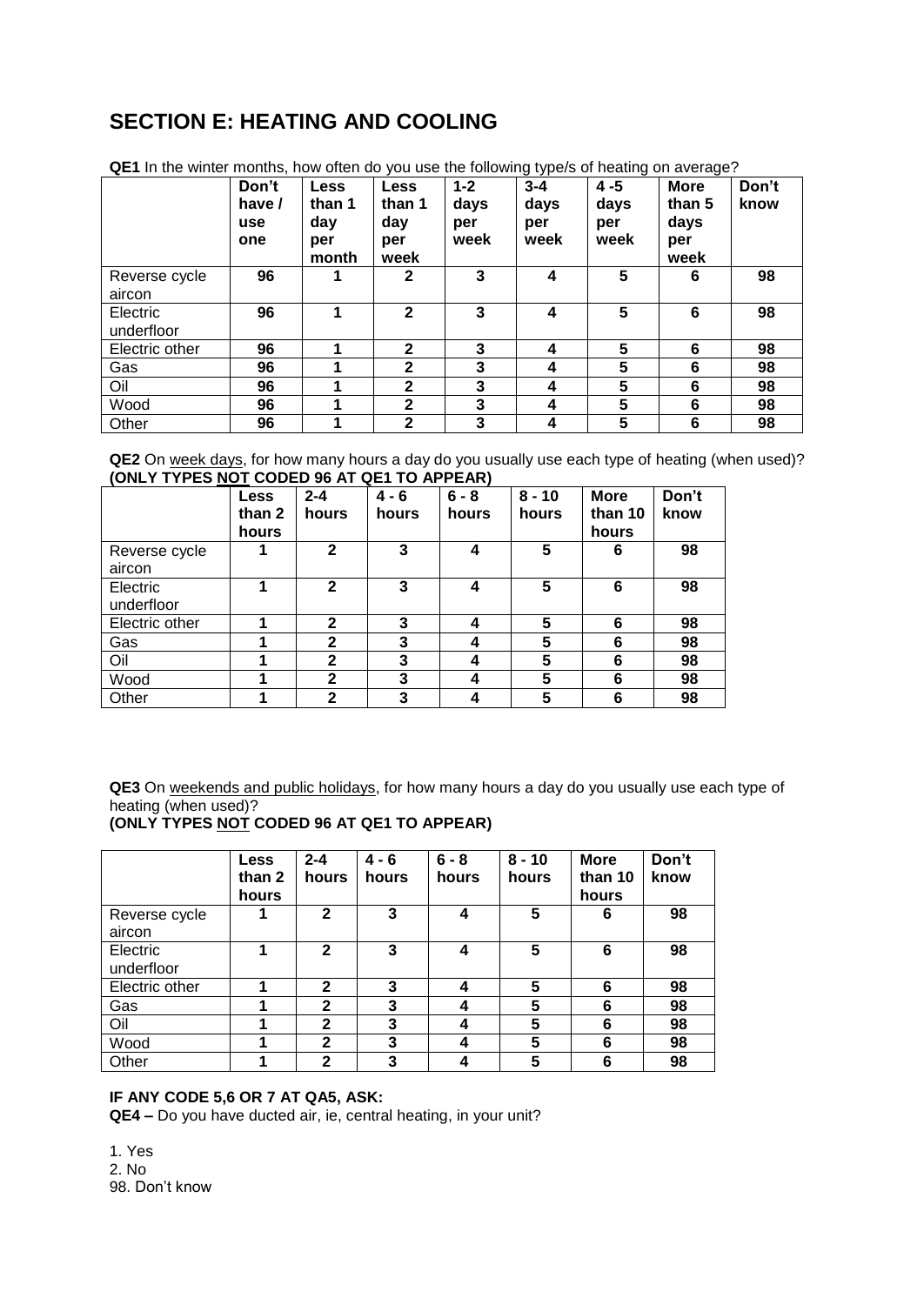## SECTION E: HEATING AND COOLING

**QE1** In the winter months, how often do you use the following type/s of heating on average?

| | Don't have / use one | Less than 1 day per month | Less than 1 day per week | 1-2 days per week | 3-4 days per week | 4 -5 days per week | More than 5 days per week | Don't know |
|---|---|---|---|---|---|---|---|---|
| Reverse cycle aircon | 96 | 1 | 2 | 3 | 4 | 5 | 6 | 98 |
| Electric underfloor | 96 | 1 | 2 | 3 | 4 | 5 | 6 | 98 |
| Electric other | 96 | 1 | 2 | 3 | 4 | 5 | 6 | 98 |
| Gas | 96 | 1 | 2 | 3 | 4 | 5 | 6 | 98 |
| Oil | 96 | 1 | 2 | 3 | 4 | 5 | 6 | 98 |
| Wood | 96 | 1 | 2 | 3 | 4 | 5 | 6 | 98 |
| Other | 96 | 1 | 2 | 3 | 4 | 5 | 6 | 98 |

**QE2** On week days, for how many hours a day do you usually use each type of heating (when used)?
**(ONLY TYPES NOT CODED 96 AT QE1 TO APPEAR)**

| | Less than 2 hours | 2-4 hours | 4 - 6 hours | 6 - 8 hours | 8 - 10 hours | More than 10 hours | Don't know |
|---|---|---|---|---|---|---|---|
| Reverse cycle aircon | 1 | 2 | 3 | 4 | 5 | 6 | 98 |
| Electric underfloor | 1 | 2 | 3 | 4 | 5 | 6 | 98 |
| Electric other | 1 | 2 | 3 | 4 | 5 | 6 | 98 |
| Gas | 1 | 2 | 3 | 4 | 5 | 6 | 98 |
| Oil | 1 | 2 | 3 | 4 | 5 | 6 | 98 |
| Wood | 1 | 2 | 3 | 4 | 5 | 6 | 98 |
| Other | 1 | 2 | 3 | 4 | 5 | 6 | 98 |

**QE3** On weekends and public holidays, for how many hours a day do you usually use each type of heating (when used)?
**(ONLY TYPES NOT CODED 96 AT QE1 TO APPEAR)**

| | Less than 2 hours | 2-4 hours | 4 - 6 hours | 6 - 8 hours | 8 - 10 hours | More than 10 hours | Don't know |
|---|---|---|---|---|---|---|---|
| Reverse cycle aircon | 1 | 2 | 3 | 4 | 5 | 6 | 98 |
| Electric underfloor | 1 | 2 | 3 | 4 | 5 | 6 | 98 |
| Electric other | 1 | 2 | 3 | 4 | 5 | 6 | 98 |
| Gas | 1 | 2 | 3 | 4 | 5 | 6 | 98 |
| Oil | 1 | 2 | 3 | 4 | 5 | 6 | 98 |
| Wood | 1 | 2 | 3 | 4 | 5 | 6 | 98 |
| Other | 1 | 2 | 3 | 4 | 5 | 6 | 98 |

**IF ANY CODE 5,6 OR 7 AT QA5, ASK:**
**QE4 –** Do you have ducted air, ie, central heating, in your unit?

1. Yes
2. No
98. Don't know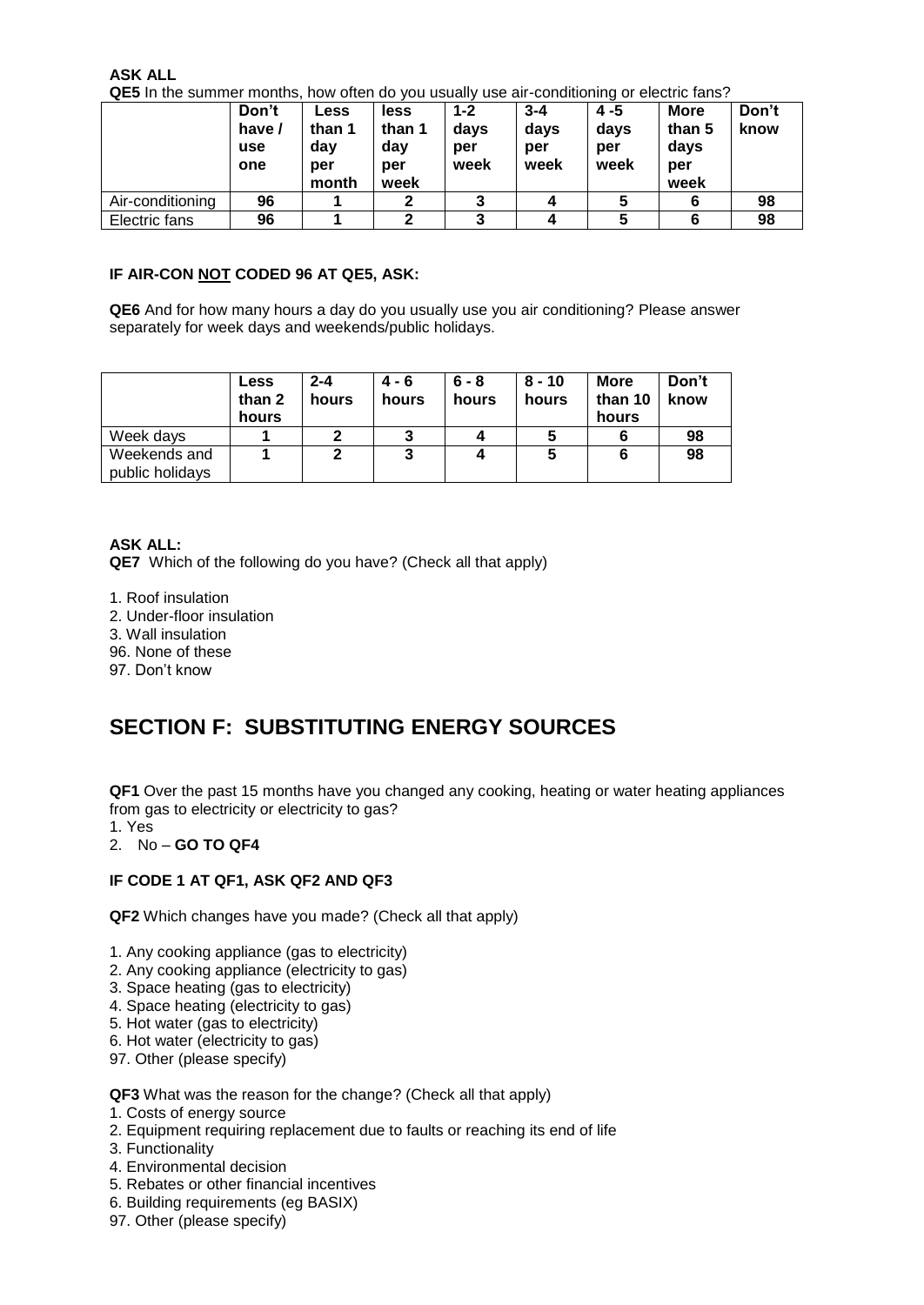**ASK ALL**

**QE5** In the summer months, how often do you usually use air-conditioning or electric fans?

| | Don't have / use one | Less than 1 day per month | less than 1 day per week | 1-2 days per week | 3-4 days per week | 4 -5 days per week | More than 5 days per week | Don't know |
|---|---|---|---|---|---|---|---|---|
| Air-conditioning | 96 | 1 | 2 | 3 | 4 | 5 | 6 | 98 |
| Electric fans | 96 | 1 | 2 | 3 | 4 | 5 | 6 | 98 |

**IF AIR-CON NOT CODED 96 AT QE5, ASK:**

**QE6** And for how many hours a day do you usually use you air conditioning? Please answer separately for week days and weekends/public holidays.

| | Less than 2 hours | 2-4 hours | 4 - 6 hours | 6 - 8 hours | 8 - 10 hours | More than 10 hours | Don't know |
|---|---|---|---|---|---|---|---|
| Week days | 1 | 2 | 3 | 4 | 5 | 6 | 98 |
| Weekends and public holidays | 1 | 2 | 3 | 4 | 5 | 6 | 98 |

**ASK ALL:**

**QE7** Which of the following do you have? (Check all that apply)

1. Roof insulation
2. Under-floor insulation
3. Wall insulation
96. None of these
97. Don't know

# SECTION F: SUBSTITUTING ENERGY SOURCES

**QF1** Over the past 15 months have you changed any cooking, heating or water heating appliances from gas to electricity or electricity to gas?

1. Yes
2. No – **GO TO QF4**

**IF CODE 1 AT QF1, ASK QF2 AND QF3**

**QF2** Which changes have you made? (Check all that apply)

1. Any cooking appliance (gas to electricity)
2. Any cooking appliance (electricity to gas)
3. Space heating (gas to electricity)
4. Space heating (electricity to gas)
5. Hot water (gas to electricity)
6. Hot water (electricity to gas)
97. Other (please specify)

**QF3** What was the reason for the change? (Check all that apply)

1. Costs of energy source
2. Equipment requiring replacement due to faults or reaching its end of life
3. Functionality
4. Environmental decision
5. Rebates or other financial incentives
6. Building requirements (eg BASIX)
97. Other (please specify)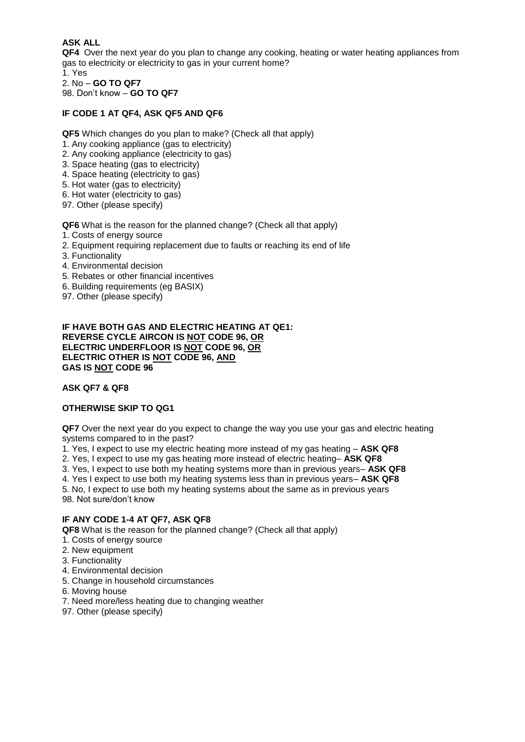**ASK ALL**

**QF4** Over the next year do you plan to change any cooking, heating or water heating appliances from gas to electricity or electricity to gas in your current home?

1. Yes
2. No – **GO TO QF7**

98. Don't know – **GO TO QF7**

**IF CODE 1 AT QF4, ASK QF5 AND QF6**

**QF5** Which changes do you plan to make? (Check all that apply)

1. Any cooking appliance (gas to electricity)
2. Any cooking appliance (electricity to gas)
3. Space heating (gas to electricity)
4. Space heating (electricity to gas)
5. Hot water (gas to electricity)
6. Hot water (electricity to gas)

97. Other (please specify)

**QF6** What is the reason for the planned change? (Check all that apply)

1. Costs of energy source
2. Equipment requiring replacement due to faults or reaching its end of life
3. Functionality
4. Environmental decision
5. Rebates or other financial incentives
6. Building requirements (eg BASIX)

97. Other (please specify)

**IF HAVE BOTH GAS AND ELECTRIC HEATING AT QE1:**
**REVERSE CYCLE AIRCON IS <u>NOT</u> CODE 96, <u>OR</u>**
**ELECTRIC UNDERFLOOR IS <u>NOT</u> CODE 96, <u>OR</u>**
**ELECTRIC OTHER IS <u>NOT</u> CODE 96, <u>AND</u>**
**GAS IS <u>NOT</u> CODE 96**

**ASK QF7 & QF8**

**OTHERWISE SKIP TO QG1**

**QF7** Over the next year do you expect to change the way you use your gas and electric heating systems compared to in the past?

1. Yes, I expect to use my electric heating more instead of my gas heating – **ASK QF8**
2. Yes, I expect to use my gas heating more instead of electric heating– **ASK QF8**
3. Yes, I expect to use both my heating systems more than in previous years– **ASK QF8**
4. Yes I expect to use both my heating systems less than in previous years– **ASK QF8**
5. No, I expect to use both my heating systems about the same as in previous years

98. Not sure/don't know

**IF ANY CODE 1-4 AT QF7, ASK QF8**

**QF8** What is the reason for the planned change? (Check all that apply)

1. Costs of energy source
2. New equipment
3. Functionality
4. Environmental decision
5. Change in household circumstances
6. Moving house
7. Need more/less heating due to changing weather

97. Other (please specify)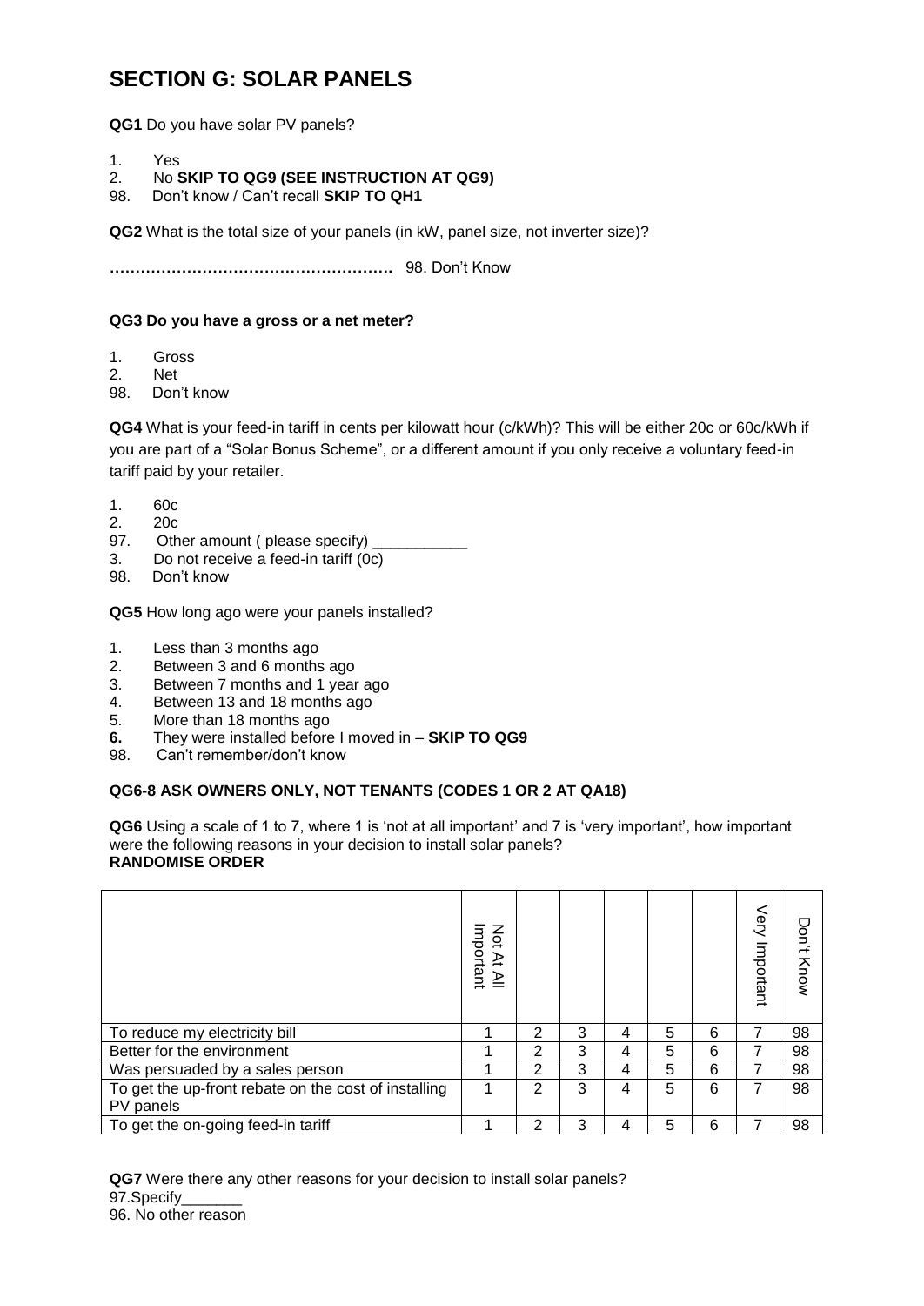# SECTION G: SOLAR PANELS

**QG1** Do you have solar PV panels?

1. Yes
2. No **SKIP TO QG9 (SEE INSTRUCTION AT QG9)**
98. Don't know / Can't recall **SKIP TO QH1**

**QG2** What is the total size of your panels (in kW, panel size, not inverter size)?

**……………………………………………….** 98. Don't Know

**QG3 Do you have a gross or a net meter?**

1. Gross
2. Net
98. Don't know

**QG4** What is your feed-in tariff in cents per kilowatt hour (c/kWh)? This will be either 20c or 60c/kWh if you are part of a "Solar Bonus Scheme", or a different amount if you only receive a voluntary feed-in tariff paid by your retailer.

1. 60c
2. 20c
97. Other amount ( please specify) ___________
3. Do not receive a feed-in tariff (0c)
98. Don't know

**QG5** How long ago were your panels installed?

1. Less than 3 months ago
2. Between 3 and 6 months ago
3. Between 7 months and 1 year ago
4. Between 13 and 18 months ago
5. More than 18 months ago
**6.** They were installed before I moved in – **SKIP TO QG9**
98. Can't remember/don't know

**QG6-8 ASK OWNERS ONLY, NOT TENANTS (CODES 1 OR 2 AT QA18)**

**QG6** Using a scale of 1 to 7, where 1 is 'not at all important' and 7 is 'very important', how important were the following reasons in your decision to install solar panels?
**RANDOMISE ORDER**

| | Not At All Important | | | | | | Very Important | Don't Know |
|---|---|---|---|---|---|---|---|---|
| To reduce my electricity bill | 1 | 2 | 3 | 4 | 5 | 6 | 7 | 98 |
| Better for the environment | 1 | 2 | 3 | 4 | 5 | 6 | 7 | 98 |
| Was persuaded by a sales person | 1 | 2 | 3 | 4 | 5 | 6 | 7 | 98 |
| To get the up-front rebate on the cost of installing PV panels | 1 | 2 | 3 | 4 | 5 | 6 | 7 | 98 |
| To get the on-going feed-in tariff | 1 | 2 | 3 | 4 | 5 | 6 | 7 | 98 |

**QG7** Were there any other reasons for your decision to install solar panels?
97.Specify_______
96. No other reason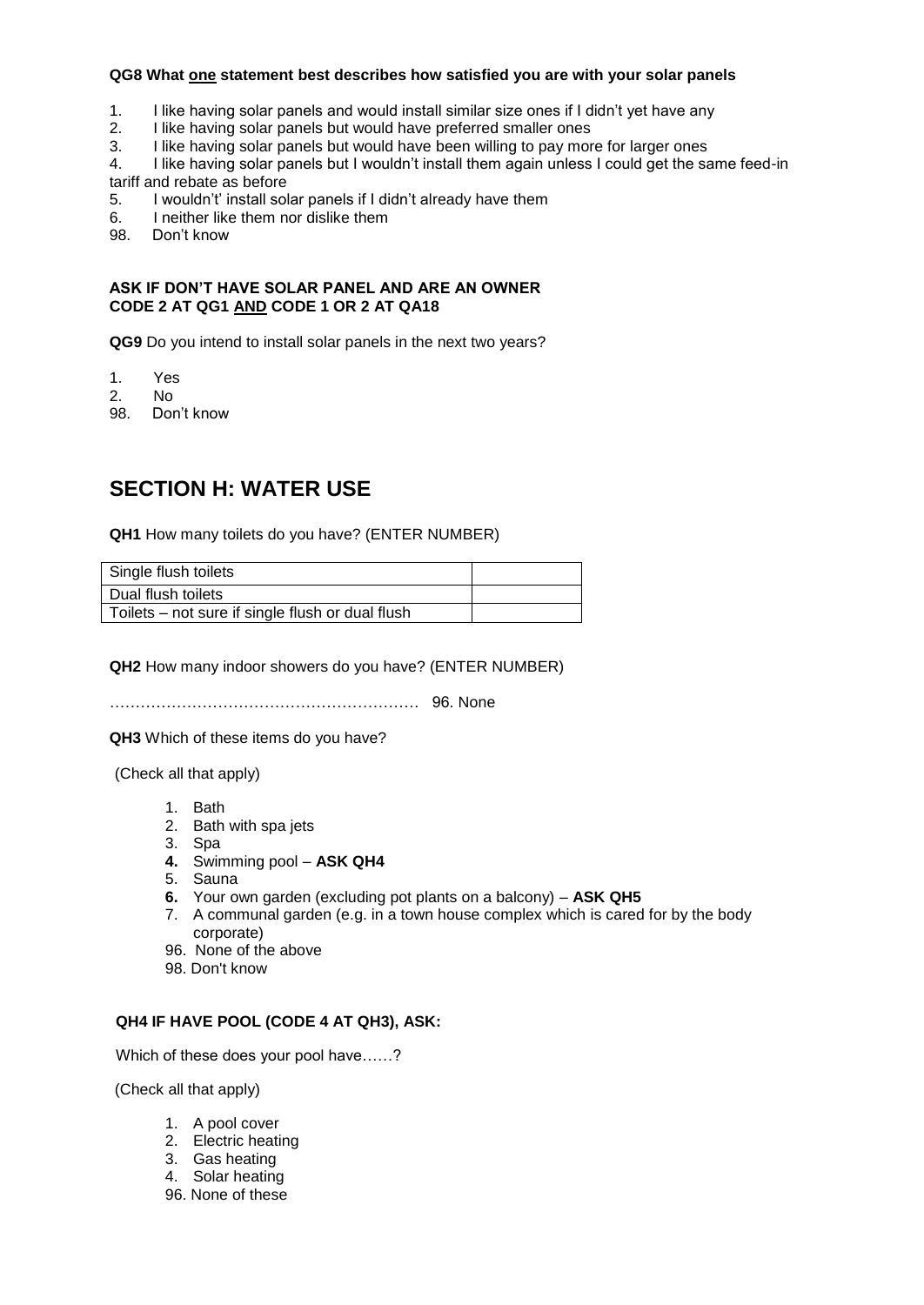**QG8 What one statement best describes how satisfied you are with your solar panels**

1. I like having solar panels and would install similar size ones if I didn't yet have any
2. I like having solar panels but would have preferred smaller ones
3. I like having solar panels but would have been willing to pay more for larger ones
4. I like having solar panels but I wouldn't install them again unless I could get the same feed-in tariff and rebate as before
5. I wouldn't' install solar panels if I didn't already have them
6. I neither like them nor dislike them

98. Don't know

**ASK IF DON'T HAVE SOLAR PANEL AND ARE AN OWNER**
**CODE 2 AT QG1 AND CODE 1 OR 2 AT QA18**

**QG9** Do you intend to install solar panels in the next two years?

1. Yes
2. No

98. Don't know

## SECTION H: WATER USE

**QH1** How many toilets do you have? (ENTER NUMBER)

| | |
|---|---|
| Single flush toilets | |
| Dual flush toilets | |
| Toilets – not sure if single flush or dual flush | |

**QH2** How many indoor showers do you have? (ENTER NUMBER)

…………………………………………………… 96. None

**QH3** Which of these items do you have?

(Check all that apply)

1. Bath
2. Bath with spa jets
3. Spa
4. Swimming pool – **ASK QH4**
5. Sauna
6. Your own garden (excluding pot plants on a balcony) – **ASK QH5**
7. A communal garden (e.g. in a town house complex which is cared for by the body corporate)

96. None of the above
98. Don't know

**QH4 IF HAVE POOL (CODE 4 AT QH3), ASK:**

Which of these does your pool have……?

(Check all that apply)

1. A pool cover
2. Electric heating
3. Gas heating
4. Solar heating

96. None of these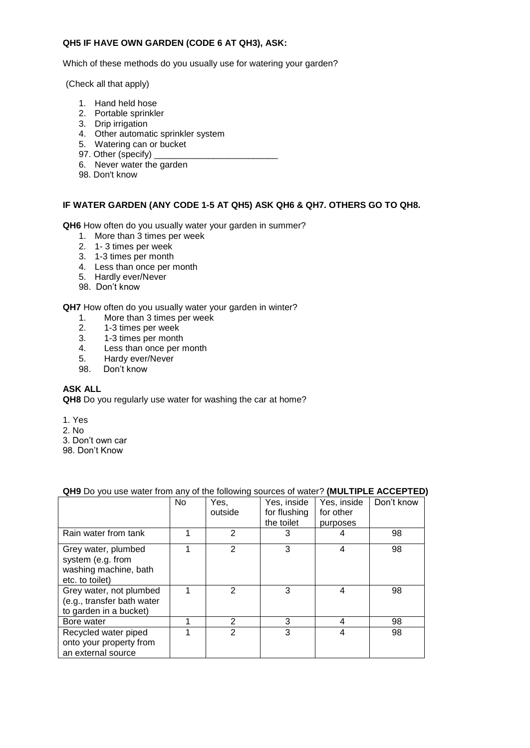**QH5 IF HAVE OWN GARDEN (CODE 6 AT QH3), ASK:**

Which of these methods do you usually use for watering your garden?

(Check all that apply)

1. Hand held hose
2. Portable sprinkler
3. Drip irrigation
4. Other automatic sprinkler system
5. Watering can or bucket

97. Other (specify) ________________________

6. Never water the garden

98. Don't know

**IF WATER GARDEN (ANY CODE 1-5 AT QH5) ASK QH6 & QH7. OTHERS GO TO QH8.**

**QH6** How often do you usually water your garden in summer?

1. More than 3 times per week
2. 1- 3 times per week
3. 1-3 times per month
4. Less than once per month
5. Hardly ever/Never

98. Don't know

**QH7** How often do you usually water your garden in winter?

1. More than 3 times per week
2. 1-3 times per week
3. 1-3 times per month
4. Less than once per month
5. Hardy ever/Never

98. Don't know

**ASK ALL**

**QH8** Do you regularly use water for washing the car at home?

1. Yes
2. No
3. Don't own car

98. Don't Know

**QH9** Do you use water from any of the following sources of water? **(MULTIPLE ACCEPTED)**

| | No | Yes, outside | Yes, inside for flushing the toilet | Yes, inside for other purposes | Don't know |
|---|---|---|---|---|---|
| Rain water from tank | 1 | 2 | 3 | 4 | 98 |
| Grey water, plumbed system (e.g. from washing machine, bath etc. to toilet) | 1 | 2 | 3 | 4 | 98 |
| Grey water, not plumbed (e.g., transfer bath water to garden in a bucket) | 1 | 2 | 3 | 4 | 98 |
| Bore water | 1 | 2 | 3 | 4 | 98 |
| Recycled water piped onto your property from an external source | 1 | 2 | 3 | 4 | 98 |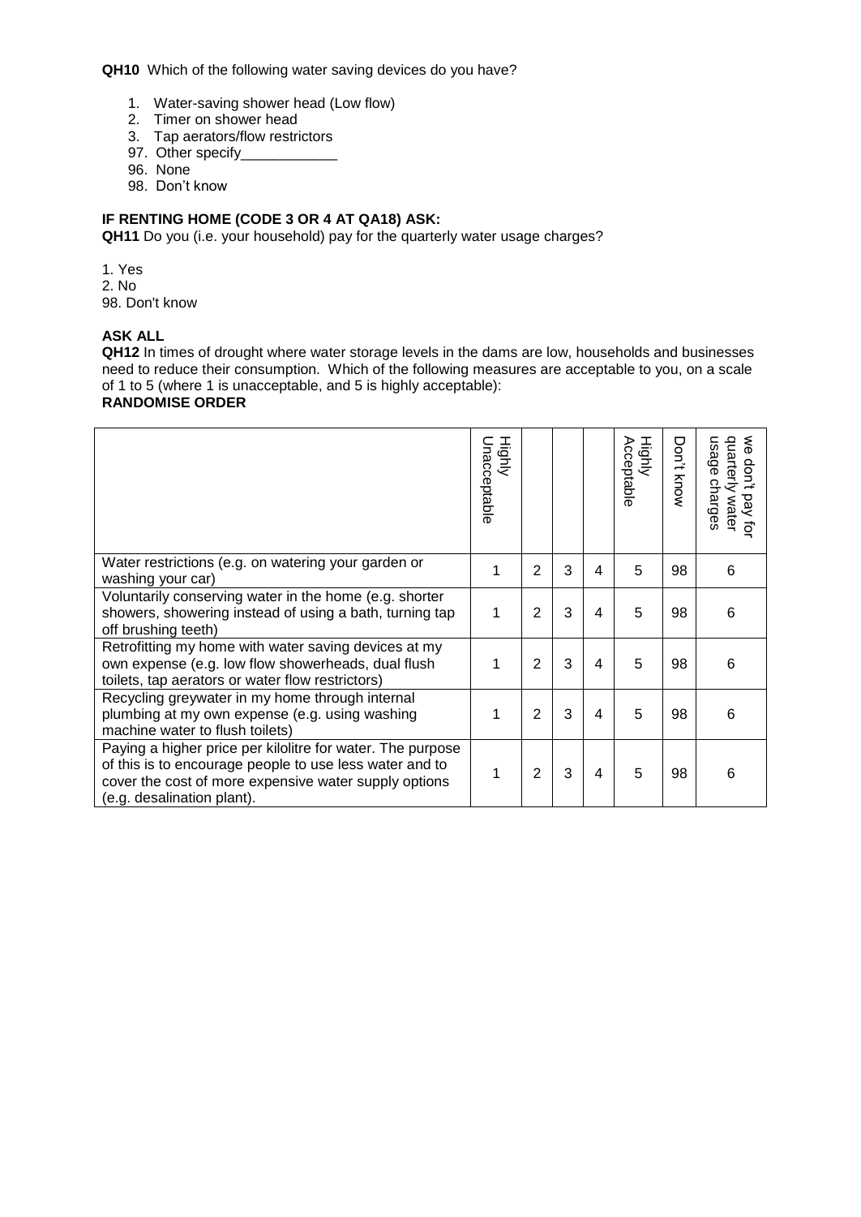**QH10** Which of the following water saving devices do you have?

1. Water-saving shower head (Low flow)
2. Timer on shower head
3. Tap aerators/flow restrictors

97. Other specify____________
96. None
98. Don't know

**IF RENTING HOME (CODE 3 OR 4 AT QA18) ASK:**

**QH11** Do you (i.e. your household) pay for the quarterly water usage charges?

1. Yes
2. No

98. Don't know

**ASK ALL**

**QH12** In times of drought where water storage levels in the dams are low, households and businesses need to reduce their consumption. Which of the following measures are acceptable to you, on a scale of 1 to 5 (where 1 is unacceptable, and 5 is highly acceptable):

**RANDOMISE ORDER**

| | Highly Unacceptable | | | | Highly Acceptable | Don't know | we don't pay for quarterly water usage charges |
|---|---|---|---|---|---|---|---|
| Water restrictions (e.g. on watering your garden or washing your car) | 1 | 2 | 3 | 4 | 5 | 98 | 6 |
| Voluntarily conserving water in the home (e.g. shorter showers, showering instead of using a bath, turning tap off brushing teeth) | 1 | 2 | 3 | 4 | 5 | 98 | 6 |
| Retrofitting my home with water saving devices at my own expense (e.g. low flow showerheads, dual flush toilets, tap aerators or water flow restrictors) | 1 | 2 | 3 | 4 | 5 | 98 | 6 |
| Recycling greywater in my home through internal plumbing at my own expense (e.g. using washing machine water to flush toilets) | 1 | 2 | 3 | 4 | 5 | 98 | 6 |
| Paying a higher price per kilolitre for water. The purpose of this is to encourage people to use less water and to cover the cost of more expensive water supply options (e.g. desalination plant). | 1 | 2 | 3 | 4 | 5 | 98 | 6 |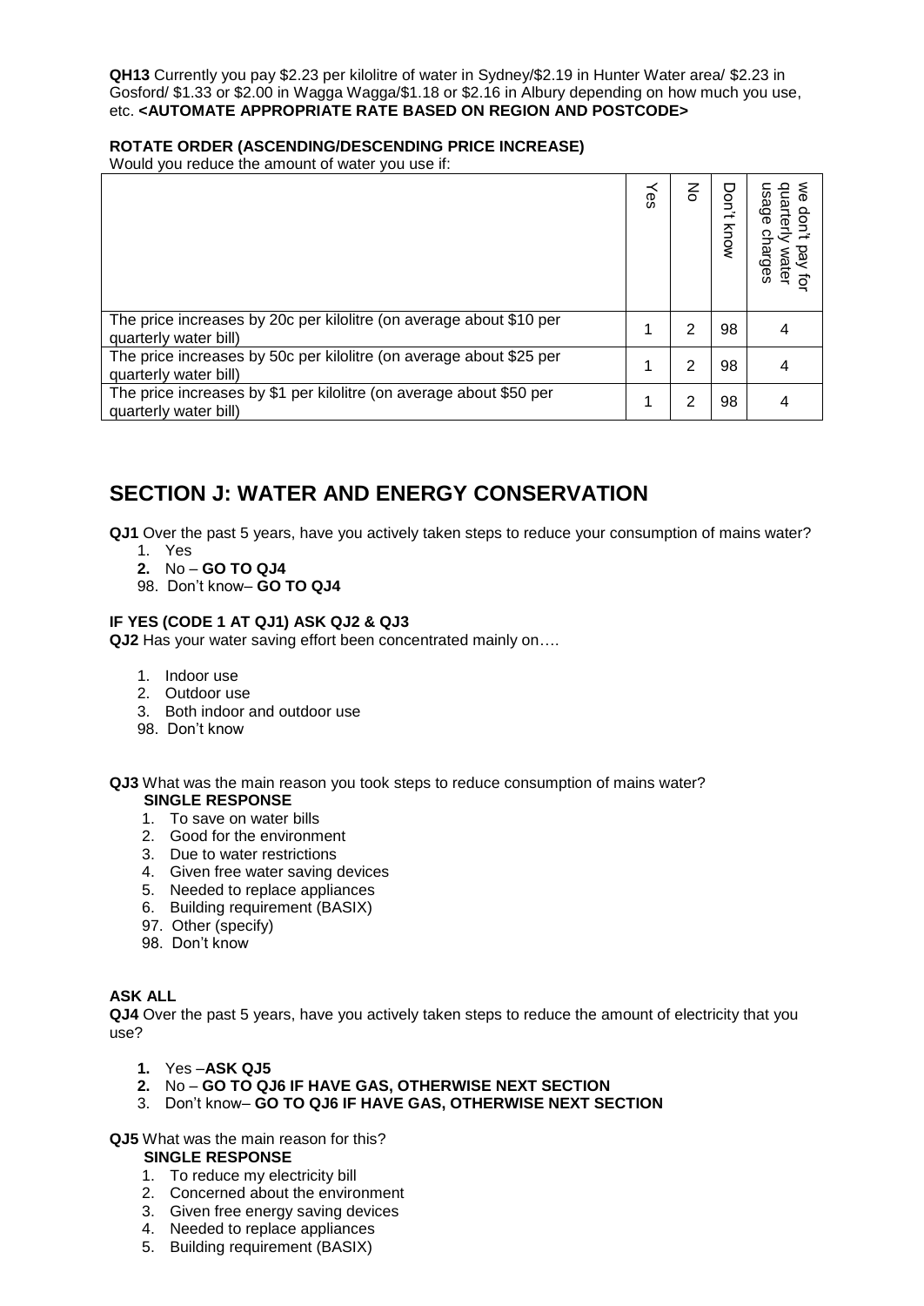**QH13** Currently you pay $2.23 per kilolitre of water in Sydney/$2.19 in Hunter Water area/ $2.23 in Gosford/ $1.33 or $2.00 in Wagga Wagga/$1.18 or $2.16 in Albury depending on how much you use, etc. **<AUTOMATE APPROPRIATE RATE BASED ON REGION AND POSTCODE>**

**ROTATE ORDER (ASCENDING/DESCENDING PRICE INCREASE)**

Would you reduce the amount of water you use if:

| | Yes | No | Don't know | we don't pay for quarterly water usage charges |
|---|---|---|---|---|
| The price increases by 20c per kilolitre (on average about $10 per quarterly water bill) | 1 | 2 | 98 | 4 |
| The price increases by 50c per kilolitre (on average about $25 per quarterly water bill) | 1 | 2 | 98 | 4 |
| The price increases by $1 per kilolitre (on average about $50 per quarterly water bill) | 1 | 2 | 98 | 4 |

## SECTION J: WATER AND ENERGY CONSERVATION

**QJ1** Over the past 5 years, have you actively taken steps to reduce your consumption of mains water?

1. Yes
2. No – **GO TO QJ4**

98. Don't know– **GO TO QJ4**

**IF YES (CODE 1 AT QJ1) ASK QJ2 & QJ3**

**QJ2** Has your water saving effort been concentrated mainly on….

1. Indoor use
2. Outdoor use
3. Both indoor and outdoor use

98. Don't know

**QJ3** What was the main reason you took steps to reduce consumption of mains water?
**SINGLE RESPONSE**

1. To save on water bills
2. Good for the environment
3. Due to water restrictions
4. Given free water saving devices
5. Needed to replace appliances
6. Building requirement (BASIX)

97. Other (specify)
98. Don't know

**ASK ALL**

**QJ4** Over the past 5 years, have you actively taken steps to reduce the amount of electricity that you use?

1. Yes –**ASK QJ5**
2. No – **GO TO QJ6 IF HAVE GAS, OTHERWISE NEXT SECTION**
3. Don't know– **GO TO QJ6 IF HAVE GAS, OTHERWISE NEXT SECTION**

**QJ5** What was the main reason for this?
**SINGLE RESPONSE**

1. To reduce my electricity bill
2. Concerned about the environment
3. Given free energy saving devices
4. Needed to replace appliances
5. Building requirement (BASIX)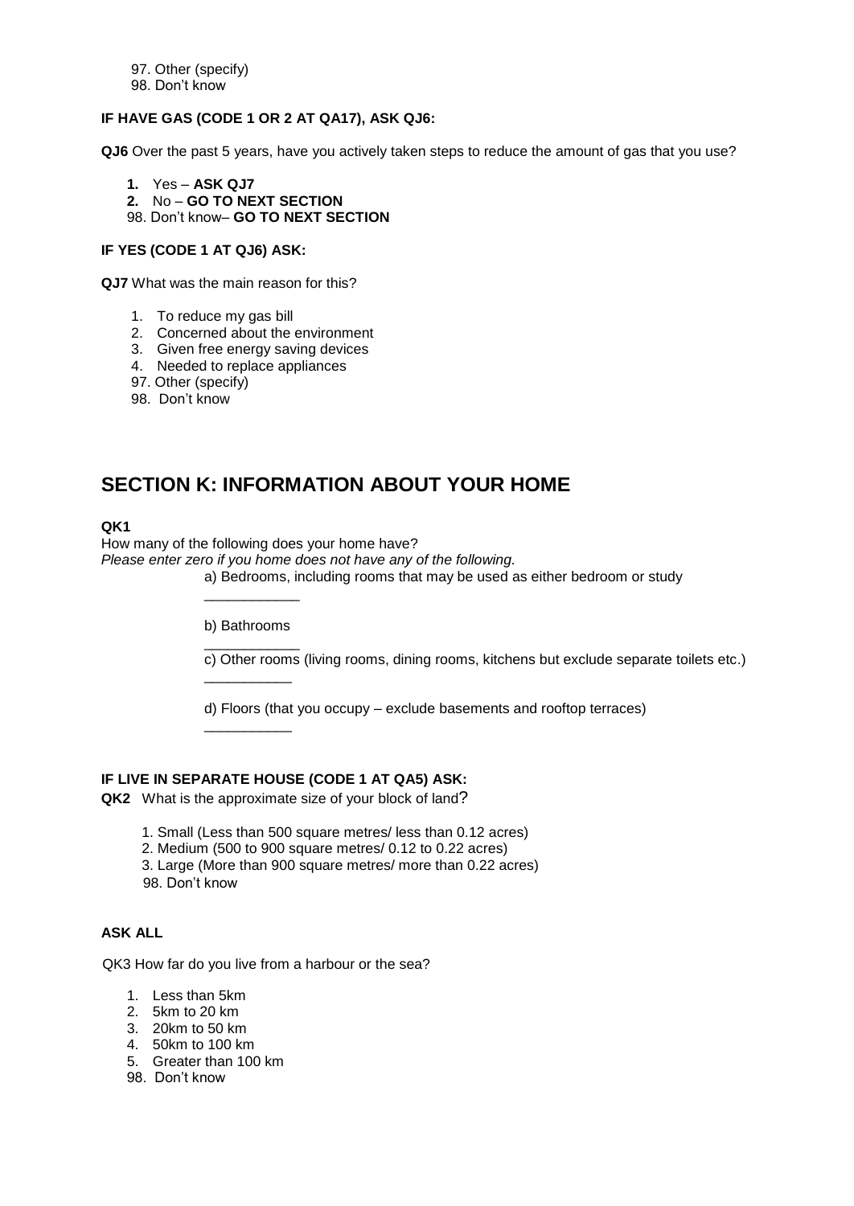97. Other (specify)
98. Don't know

**IF HAVE GAS (CODE 1 OR 2 AT QA17), ASK QJ6:**

**QJ6** Over the past 5 years, have you actively taken steps to reduce the amount of gas that you use?

1. Yes – **ASK QJ7**
2. No – **GO TO NEXT SECTION**

98. Don't know– **GO TO NEXT SECTION**

**IF YES (CODE 1 AT QJ6) ASK:**

**QJ7** What was the main reason for this?

1. To reduce my gas bill
2. Concerned about the environment
3. Given free energy saving devices
4. Needed to replace appliances

97. Other (specify)
98. Don't know

## SECTION K: INFORMATION ABOUT YOUR HOME

**QK1**

How many of the following does your home have?
*Please enter zero if you home does not have any of the following.*

a) Bedrooms, including rooms that may be used as either bedroom or study

____________

b) Bathrooms

____________

c) Other rooms (living rooms, dining rooms, kitchens but exclude separate toilets etc.)

___________

d) Floors (that you occupy – exclude basements and rooftop terraces)

___________

**IF LIVE IN SEPARATE HOUSE (CODE 1 AT QA5) ASK:**

**QK2** What is the approximate size of your block of land?

1. Small (Less than 500 square metres/ less than 0.12 acres)
2. Medium (500 to 900 square metres/ 0.12 to 0.22 acres)
3. Large (More than 900 square metres/ more than 0.22 acres)

98. Don't know

**ASK ALL**

QK3 How far do you live from a harbour or the sea?

1. Less than 5km
2. 5km to 20 km
3. 20km to 50 km
4. 50km to 100 km
5. Greater than 100 km

98. Don't know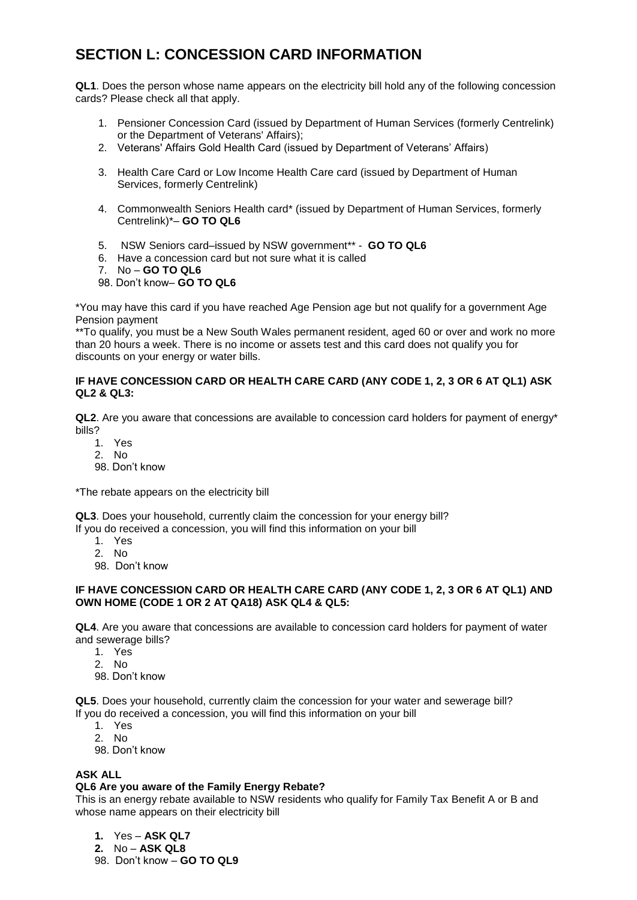# SECTION L: CONCESSION CARD INFORMATION

**QL1**. Does the person whose name appears on the electricity bill hold any of the following concession cards? Please check all that apply.

1. Pensioner Concession Card (issued by Department of Human Services (formerly Centrelink) or the Department of Veterans' Affairs);
2. Veterans' Affairs Gold Health Card (issued by Department of Veterans' Affairs)
3. Health Care Card or Low Income Health Care card (issued by Department of Human Services, formerly Centrelink)
4. Commonwealth Seniors Health card* (issued by Department of Human Services, formerly Centrelink)*– **GO TO QL6**
5. NSW Seniors card–issued by NSW government** - **GO TO QL6**
6. Have a concession card but not sure what it is called
7. No – **GO TO QL6**

98. Don't know– **GO TO QL6**

*You may have this card if you have reached Age Pension age but not qualify for a government Age Pension payment

**To qualify, you must be a New South Wales permanent resident, aged 60 or over and work no more than 20 hours a week. There is no income or assets test and this card does not qualify you for discounts on your energy or water bills.

**IF HAVE CONCESSION CARD OR HEALTH CARE CARD (ANY CODE 1, 2, 3 OR 6 AT QL1) ASK QL2 & QL3:**

**QL2**. Are you aware that concessions are available to concession card holders for payment of energy* bills?

1. Yes
2. No

98. Don't know

*The rebate appears on the electricity bill

**QL3**. Does your household, currently claim the concession for your energy bill?
If you do received a concession, you will find this information on your bill

1. Yes
2. No

98. Don't know

**IF HAVE CONCESSION CARD OR HEALTH CARE CARD (ANY CODE 1, 2, 3 OR 6 AT QL1) AND OWN HOME (CODE 1 OR 2 AT QA18) ASK QL4 & QL5:**

**QL4**. Are you aware that concessions are available to concession card holders for payment of water and sewerage bills?

1. Yes
2. No

98. Don't know

**QL5**. Does your household, currently claim the concession for your water and sewerage bill?
If you do received a concession, you will find this information on your bill

1. Yes
2. No

98. Don't know

**ASK ALL**

**QL6 Are you aware of the Family Energy Rebate?**

This is an energy rebate available to NSW residents who qualify for Family Tax Benefit A or B and whose name appears on their electricity bill

**1.** Yes – **ASK QL7**
**2.** No – **ASK QL8**

98. Don't know – **GO TO QL9**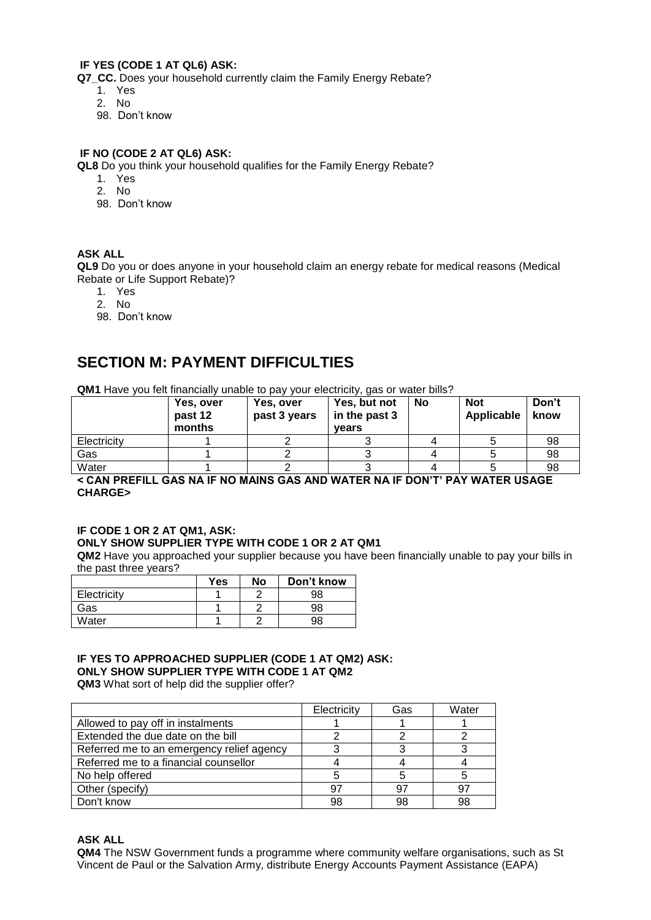**IF YES (CODE 1 AT QL6) ASK:**

**Q7_CC.** Does your household currently claim the Family Energy Rebate?

1. Yes
2. No

98. Don't know

**IF NO (CODE 2 AT QL6) ASK:**

**QL8** Do you think your household qualifies for the Family Energy Rebate?

1. Yes
2. No

98. Don't know

**ASK ALL**

**QL9** Do you or does anyone in your household claim an energy rebate for medical reasons (Medical Rebate or Life Support Rebate)?

1. Yes
2. No

98. Don't know

# SECTION M: PAYMENT DIFFICULTIES

**QM1** Have you felt financially unable to pay your electricity, gas or water bills?

| | Yes, over past 12 months | Yes, over past 3 years | Yes, but not in the past 3 years | No | Not Applicable | Don't know |
|---|---|---|---|---|---|---|
| Electricity | 1 | 2 | 3 | 4 | 5 | 98 |
| Gas | 1 | 2 | 3 | 4 | 5 | 98 |
| Water | 1 | 2 | 3 | 4 | 5 | 98 |

**< CAN PREFILL GAS NA IF NO MAINS GAS AND WATER NA IF DON'T' PAY WATER USAGE CHARGE>**

**IF CODE 1 OR 2 AT QM1, ASK:**
**ONLY SHOW SUPPLIER TYPE WITH CODE 1 OR 2 AT QM1**

**QM2** Have you approached your supplier because you have been financially unable to pay your bills in the past three years?

| | Yes | No | Don't know |
|---|---|---|---|
| Electricity | 1 | 2 | 98 |
| Gas | 1 | 2 | 98 |
| Water | 1 | 2 | 98 |

**IF YES TO APPROACHED SUPPLIER (CODE 1 AT QM2) ASK:**
**ONLY SHOW SUPPLIER TYPE WITH CODE 1 AT QM2**

**QM3** What sort of help did the supplier offer?

| | Electricity | Gas | Water |
|---|---|---|---|
| Allowed to pay off in instalments | 1 | 1 | 1 |
| Extended the due date on the bill | 2 | 2 | 2 |
| Referred me to an emergency relief agency | 3 | 3 | 3 |
| Referred me to a financial counsellor | 4 | 4 | 4 |
| No help offered | 5 | 5 | 5 |
| Other (specify) | 97 | 97 | 97 |
| Don't know | 98 | 98 | 98 |

**ASK ALL**

**QM4** The NSW Government funds a programme where community welfare organisations, such as St Vincent de Paul or the Salvation Army, distribute Energy Accounts Payment Assistance (EAPA)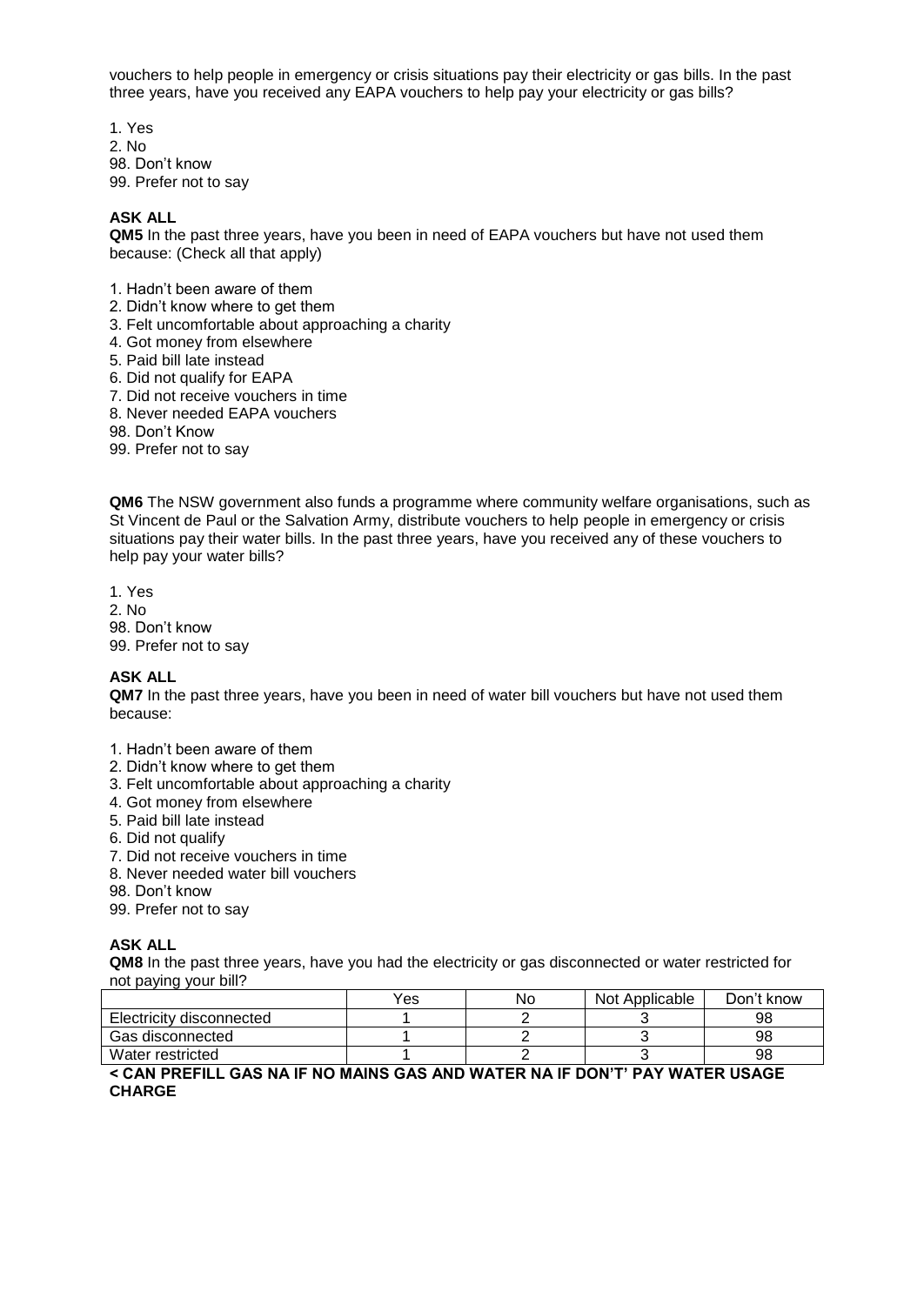vouchers to help people in emergency or crisis situations pay their electricity or gas bills. In the past three years, have you received any EAPA vouchers to help pay your electricity or gas bills?

1. Yes
2. No
98. Don't know
99. Prefer not to say

**ASK ALL**

**QM5** In the past three years, have you been in need of EAPA vouchers but have not used them because: (Check all that apply)

1. Hadn't been aware of them
2. Didn't know where to get them
3. Felt uncomfortable about approaching a charity
4. Got money from elsewhere
5. Paid bill late instead
6. Did not qualify for EAPA
7. Did not receive vouchers in time
8. Never needed EAPA vouchers
98. Don't Know
99. Prefer not to say

**QM6** The NSW government also funds a programme where community welfare organisations, such as St Vincent de Paul or the Salvation Army, distribute vouchers to help people in emergency or crisis situations pay their water bills. In the past three years, have you received any of these vouchers to help pay your water bills?

1. Yes
2. No
98. Don't know
99. Prefer not to say

**ASK ALL**

**QM7** In the past three years, have you been in need of water bill vouchers but have not used them because:

1. Hadn't been aware of them
2. Didn't know where to get them
3. Felt uncomfortable about approaching a charity
4. Got money from elsewhere
5. Paid bill late instead
6. Did not qualify
7. Did not receive vouchers in time
8. Never needed water bill vouchers
98. Don't know
99. Prefer not to say

**ASK ALL**

**QM8** In the past three years, have you had the electricity or gas disconnected or water restricted for not paying your bill?

| | Yes | No | Not Applicable | Don't know |
|---|---|---|---|---|
| Electricity disconnected | 1 | 2 | 3 | 98 |
| Gas disconnected | 1 | 2 | 3 | 98 |
| Water restricted | 1 | 2 | 3 | 98 |

**< CAN PREFILL GAS NA IF NO MAINS GAS AND WATER NA IF DON'T' PAY WATER USAGE CHARGE**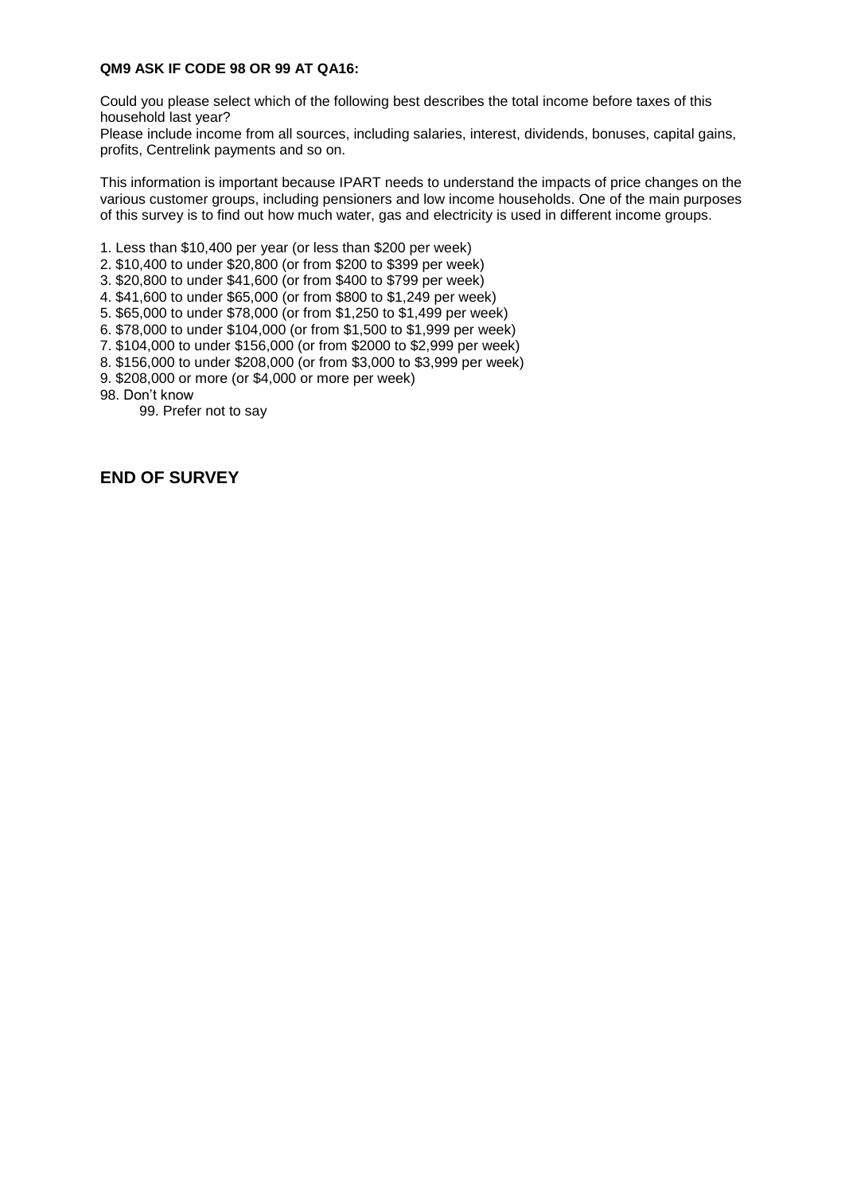**QM9 ASK IF CODE 98 OR 99 AT QA16:**

Could you please select which of the following best describes the total income before taxes of this household last year?
Please include income from all sources, including salaries, interest, dividends, bonuses, capital gains, profits, Centrelink payments and so on.

This information is important because IPART needs to understand the impacts of price changes on the various customer groups, including pensioners and low income households. One of the main purposes of this survey is to find out how much water, gas and electricity is used in different income groups.

1. Less than $10,400 per year (or less than $200 per week)
2. $10,400 to under $20,800 (or from $200 to $399 per week)
3. $20,800 to under $41,600 (or from $400 to $799 per week)
4. $41,600 to under $65,000 (or from $800 to $1,249 per week)
5. $65,000 to under $78,000 (or from $1,250 to $1,499 per week)
6. $78,000 to under $104,000 (or from $1,500 to $1,999 per week)
7. $104,000 to under $156,000 (or from $2000 to $2,999 per week)
8. $156,000 to under $208,000 (or from $3,000 to $3,999 per week)
9. $208,000 or more (or $4,000 or more per week)

98. Don't know
99. Prefer not to say

## END OF SURVEY